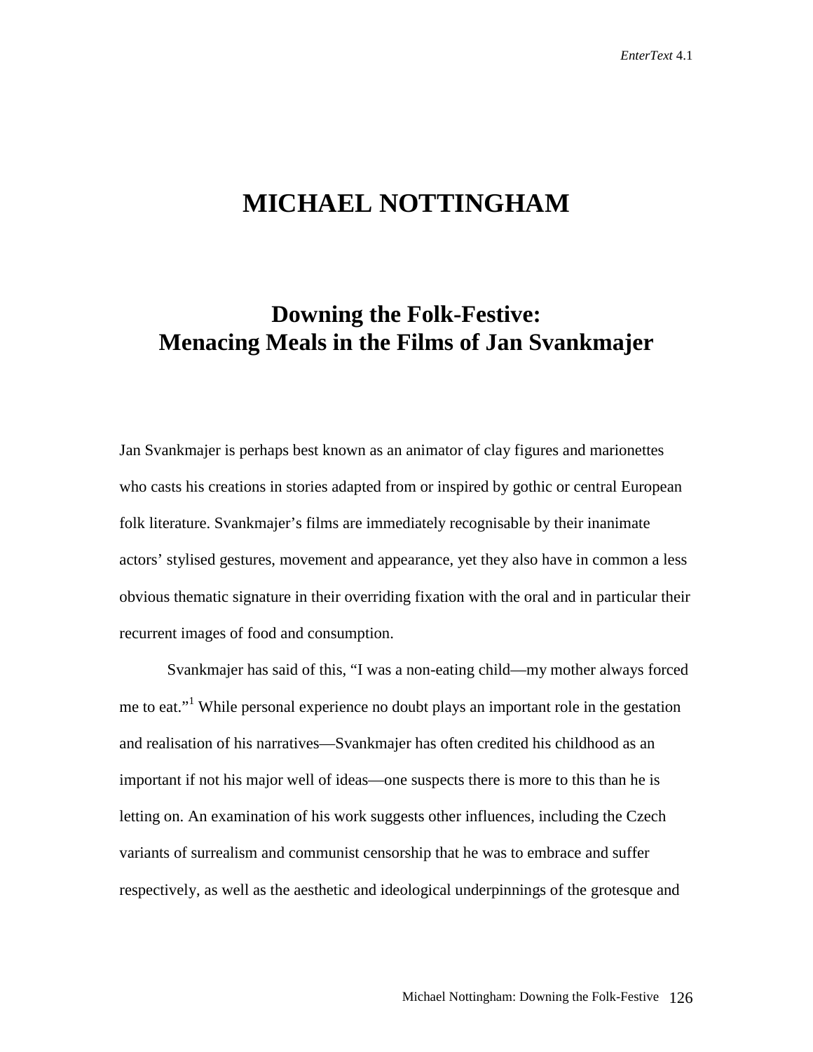# MICHAEL NOTTINGHAM

## Downing the Folk-Festive: Menacing Meals in the Films of Jan Svankmajer

Jan Svankmajer is perhaps best known as an animator of clay figures and marionettes who casts his creations in stories adapted from or inspired by gothic or central European folk literature. Svankmajer's films are immediately recognisable by their inanimate actors' stylised gestures, movement and appearance, yet they also have in common a less obvious thematic signature in their overriding fixation with the oral and in particular their recurrent images of food and consumption.

Svankmajer has said of this, "I was a non-eating child—my mother always forced me to eat."[1] While personal experience no doubt plays an important role in the gestation and realisation of his narratives—Svankmajer has often credited his childhood as an important if not his major well of ideas—one suspects there is more to this than he is letting on. An examination of his work suggests other influences, including the Czech variants of surrealism and communist censorship that he was to embrace and suffer respectively, as well as the aesthetic and ideological underpinnings of the grotesque and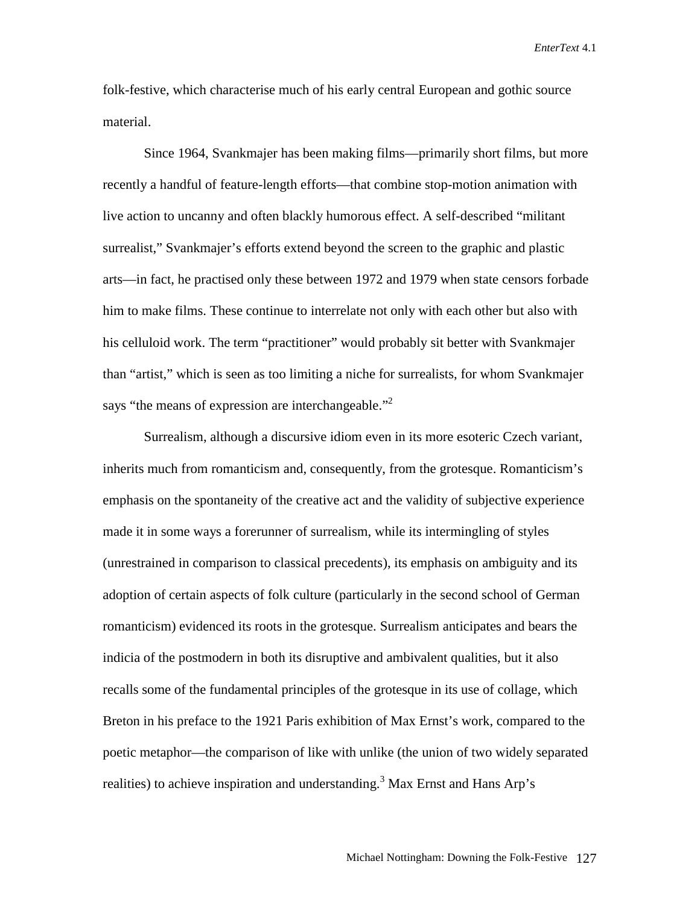folk-festive, which characterise much of his early central European and gothic source material.

Since 1964, Svankmajer has been making films—primarily short films, but more recently a handful of feature-length efforts—that combine stop-motion animation with live action to uncanny and often blackly humorous effect. A self-described "militant surrealist," Svankmajer's efforts extend beyond the screen to the graphic and plastic arts—in fact, he practised only these between 1972 and 1979 when state censors forbade him to make films. These continue to interrelate not only with each other but also with his celluloid work. The term "practitioner" would probably sit better with Svankmajer than "artist," which is seen as too limiting a niche for surrealists, for whom Svankmajer says "the means of expression are interchangeable."[2]

Surrealism, although a discursive idiom even in its more esoteric Czech variant, inherits much from romanticism and, consequently, from the grotesque. Romanticism's emphasis on the spontaneity of the creative act and the validity of subjective experience made it in some ways a forerunner of surrealism, while its intermingling of styles (unrestrained in comparison to classical precedents), its emphasis on ambiguity and its adoption of certain aspects of folk culture (particularly in the second school of German romanticism) evidenced its roots in the grotesque. Surrealism anticipates and bears the indicia of the postmodern in both its disruptive and ambivalent qualities, but it also recalls some of the fundamental principles of the grotesque in its use of collage, which Breton in his preface to the 1921 Paris exhibition of Max Ernst's work, compared to the poetic metaphor—the comparison of like with unlike (the union of two widely separated realities) to achieve inspiration and understanding.[3] Max Ernst and Hans Arp's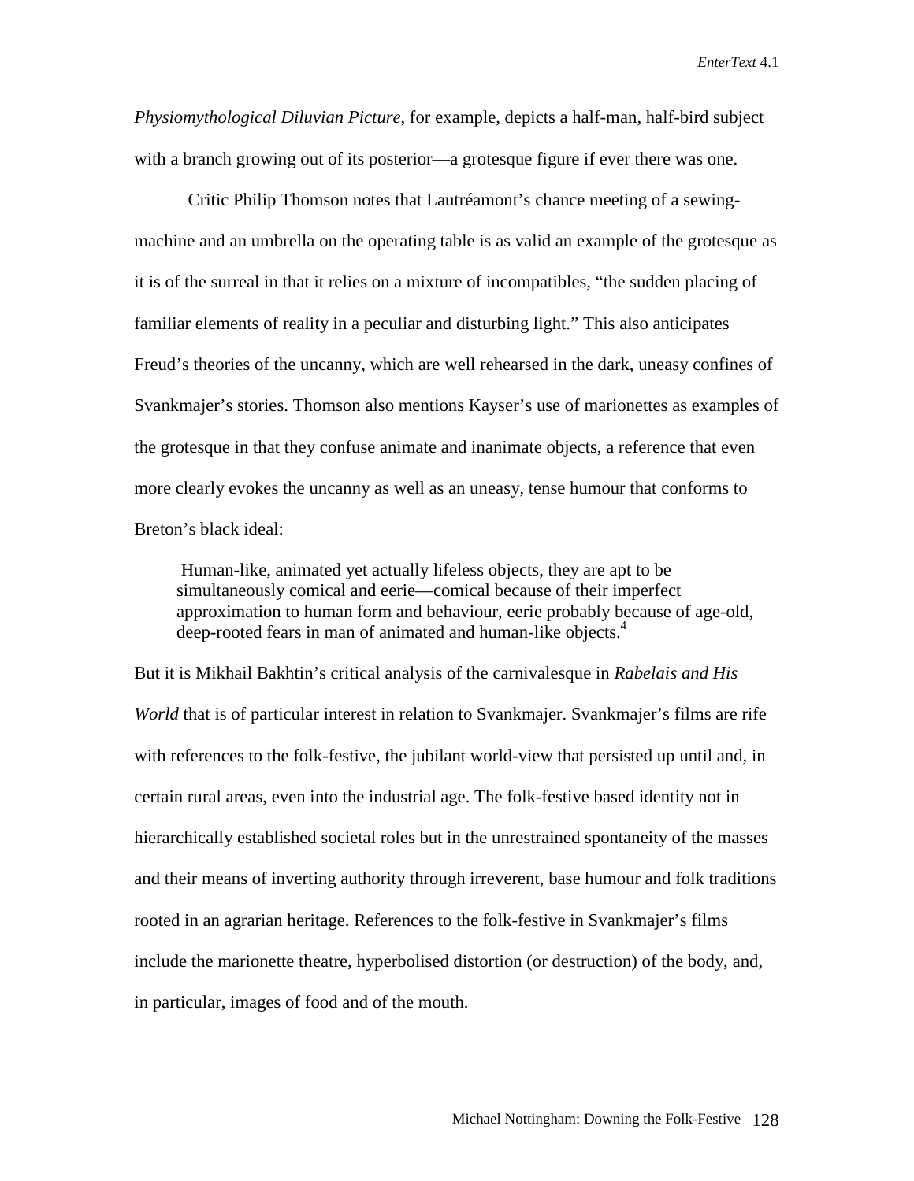*Physiomythological Diluvian Picture*, for example, depicts a half-man, half-bird subject with a branch growing out of its posterior—a grotesque figure if ever there was one.

Critic Philip Thomson notes that Lautréamont's chance meeting of a sewing-machine and an umbrella on the operating table is as valid an example of the grotesque as it is of the surreal in that it relies on a mixture of incompatibles, "the sudden placing of familiar elements of reality in a peculiar and disturbing light." This also anticipates Freud's theories of the uncanny, which are well rehearsed in the dark, uneasy confines of Svankmajer's stories. Thomson also mentions Kayser's use of marionettes as examples of the grotesque in that they confuse animate and inanimate objects, a reference that even more clearly evokes the uncanny as well as an uneasy, tense humour that conforms to Breton's black ideal:

> Human-like, animated yet actually lifeless objects, they are apt to be simultaneously comical and eerie—comical because of their imperfect approximation to human form and behaviour, eerie probably because of age-old, deep-rooted fears in man of animated and human-like objects.[4]

But it is Mikhail Bakhtin's critical analysis of the carnivalesque in *Rabelais and His World* that is of particular interest in relation to Svankmajer. Svankmajer's films are rife with references to the folk-festive, the jubilant world-view that persisted up until and, in certain rural areas, even into the industrial age. The folk-festive based identity not in hierarchically established societal roles but in the unrestrained spontaneity of the masses and their means of inverting authority through irreverent, base humour and folk traditions rooted in an agrarian heritage. References to the folk-festive in Svankmajer's films include the marionette theatre, hyperbolised distortion (or destruction) of the body, and, in particular, images of food and of the mouth.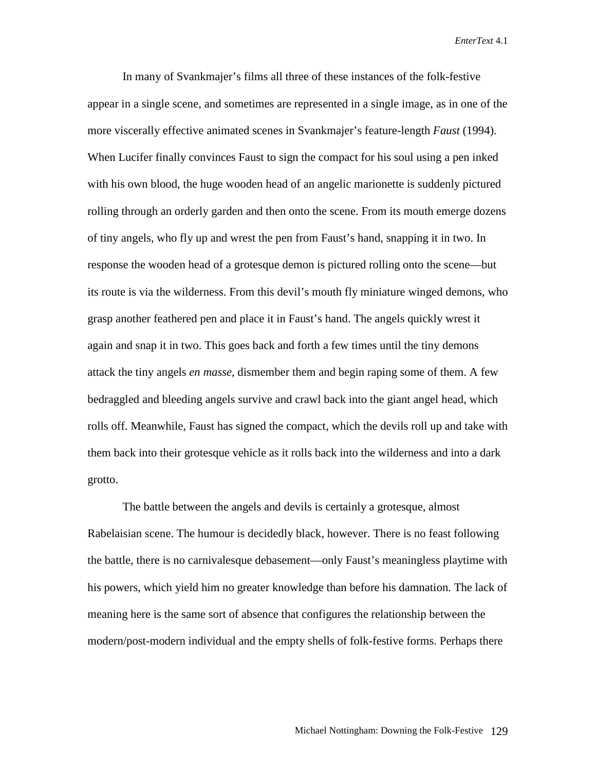In many of Svankmajer's films all three of these instances of the folk-festive appear in a single scene, and sometimes are represented in a single image, as in one of the more viscerally effective animated scenes in Svankmajer's feature-length *Faust* (1994). When Lucifer finally convinces Faust to sign the compact for his soul using a pen inked with his own blood, the huge wooden head of an angelic marionette is suddenly pictured rolling through an orderly garden and then onto the scene. From its mouth emerge dozens of tiny angels, who fly up and wrest the pen from Faust's hand, snapping it in two. In response the wooden head of a grotesque demon is pictured rolling onto the scene—but its route is via the wilderness. From this devil's mouth fly miniature winged demons, who grasp another feathered pen and place it in Faust's hand. The angels quickly wrest it again and snap it in two. This goes back and forth a few times until the tiny demons attack the tiny angels *en masse*, dismember them and begin raping some of them. A few bedraggled and bleeding angels survive and crawl back into the giant angel head, which rolls off. Meanwhile, Faust has signed the compact, which the devils roll up and take with them back into their grotesque vehicle as it rolls back into the wilderness and into a dark grotto.

The battle between the angels and devils is certainly a grotesque, almost Rabelaisian scene. The humour is decidedly black, however. There is no feast following the battle, there is no carnivalesque debasement—only Faust's meaningless playtime with his powers, which yield him no greater knowledge than before his damnation. The lack of meaning here is the same sort of absence that configures the relationship between the modern/post-modern individual and the empty shells of folk-festive forms. Perhaps there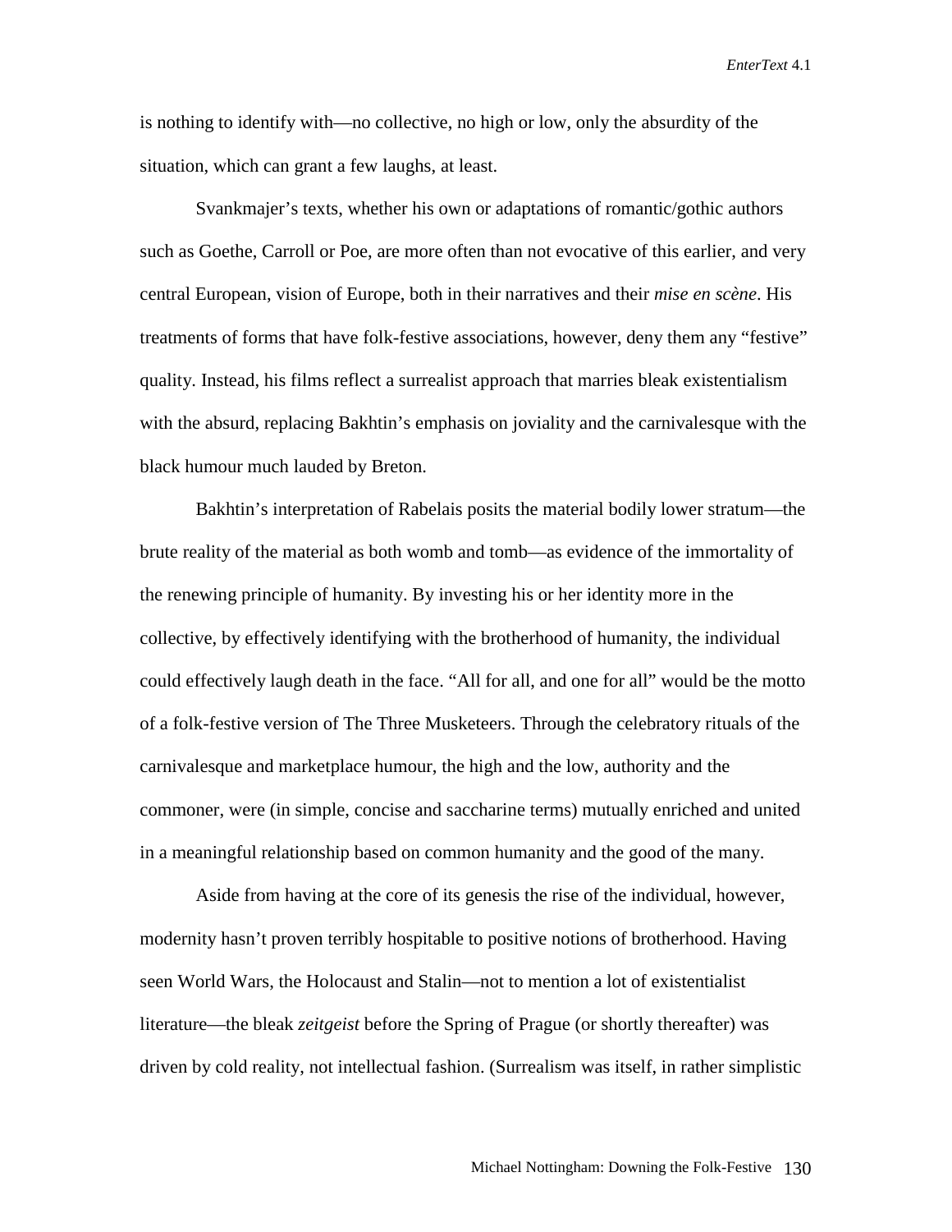is nothing to identify with—no collective, no high or low, only the absurdity of the situation, which can grant a few laughs, at least.

Svankmajer's texts, whether his own or adaptations of romantic/gothic authors such as Goethe, Carroll or Poe, are more often than not evocative of this earlier, and very central European, vision of Europe, both in their narratives and their *mise en scène*. His treatments of forms that have folk-festive associations, however, deny them any "festive" quality. Instead, his films reflect a surrealist approach that marries bleak existentialism with the absurd, replacing Bakhtin's emphasis on joviality and the carnivalesque with the black humour much lauded by Breton.

Bakhtin's interpretation of Rabelais posits the material bodily lower stratum—the brute reality of the material as both womb and tomb—as evidence of the immortality of the renewing principle of humanity. By investing his or her identity more in the collective, by effectively identifying with the brotherhood of humanity, the individual could effectively laugh death in the face. "All for all, and one for all" would be the motto of a folk-festive version of The Three Musketeers. Through the celebratory rituals of the carnivalesque and marketplace humour, the high and the low, authority and the commoner, were (in simple, concise and saccharine terms) mutually enriched and united in a meaningful relationship based on common humanity and the good of the many.

Aside from having at the core of its genesis the rise of the individual, however, modernity hasn't proven terribly hospitable to positive notions of brotherhood. Having seen World Wars, the Holocaust and Stalin—not to mention a lot of existentialist literature—the bleak *zeitgeist* before the Spring of Prague (or shortly thereafter) was driven by cold reality, not intellectual fashion. (Surrealism was itself, in rather simplistic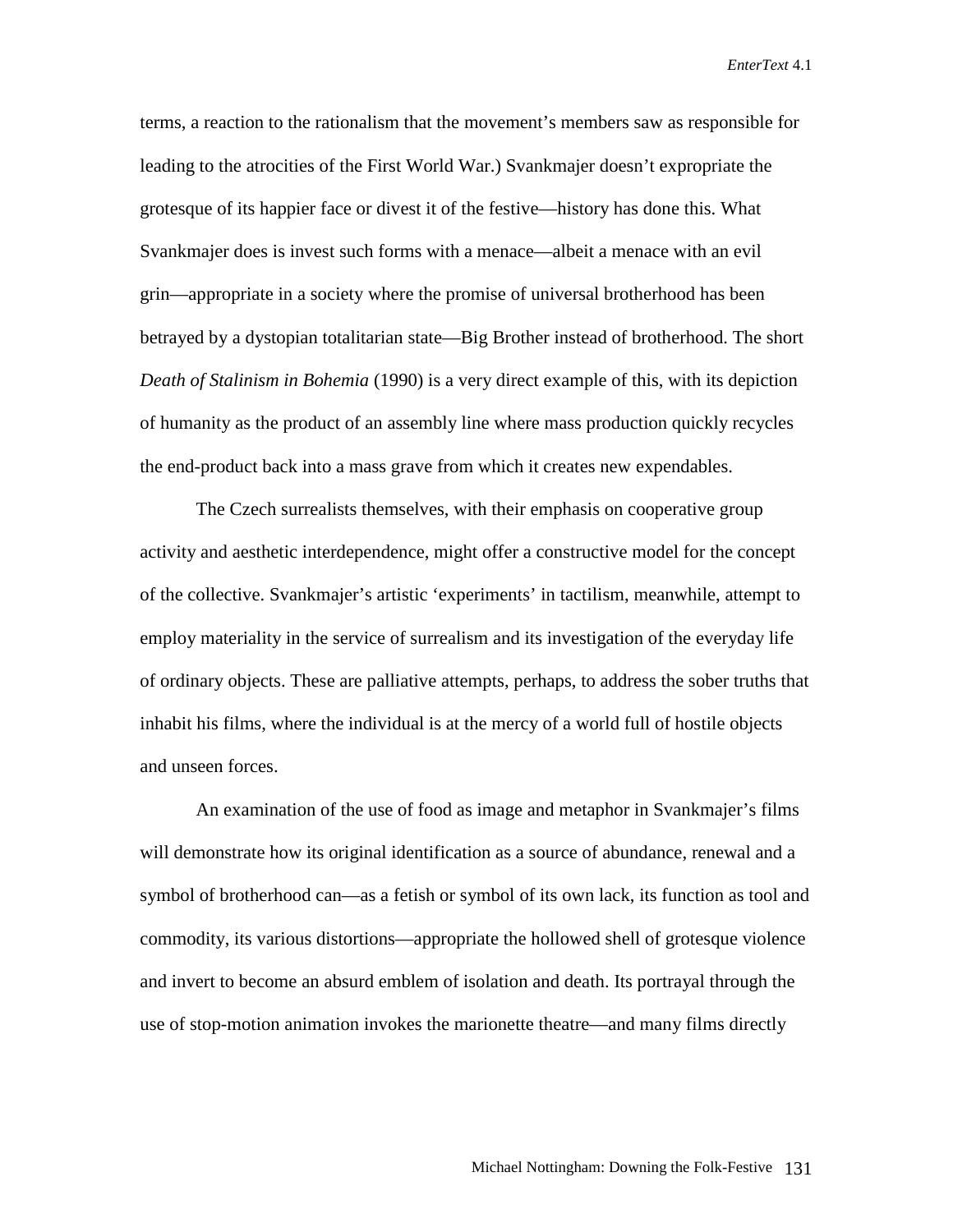terms, a reaction to the rationalism that the movement's members saw as responsible for leading to the atrocities of the First World War.) Svankmajer doesn't expropriate the grotesque of its happier face or divest it of the festive—history has done this. What Svankmajer does is invest such forms with a menace—albeit a menace with an evil grin—appropriate in a society where the promise of universal brotherhood has been betrayed by a dystopian totalitarian state—Big Brother instead of brotherhood. The short *Death of Stalinism in Bohemia* (1990) is a very direct example of this, with its depiction of humanity as the product of an assembly line where mass production quickly recycles the end-product back into a mass grave from which it creates new expendables.

The Czech surrealists themselves, with their emphasis on cooperative group activity and aesthetic interdependence, might offer a constructive model for the concept of the collective. Svankmajer's artistic 'experiments' in tactilism, meanwhile, attempt to employ materiality in the service of surrealism and its investigation of the everyday life of ordinary objects. These are palliative attempts, perhaps, to address the sober truths that inhabit his films, where the individual is at the mercy of a world full of hostile objects and unseen forces.

An examination of the use of food as image and metaphor in Svankmajer's films will demonstrate how its original identification as a source of abundance, renewal and a symbol of brotherhood can—as a fetish or symbol of its own lack, its function as tool and commodity, its various distortions—appropriate the hollowed shell of grotesque violence and invert to become an absurd emblem of isolation and death. Its portrayal through the use of stop-motion animation invokes the marionette theatre—and many films directly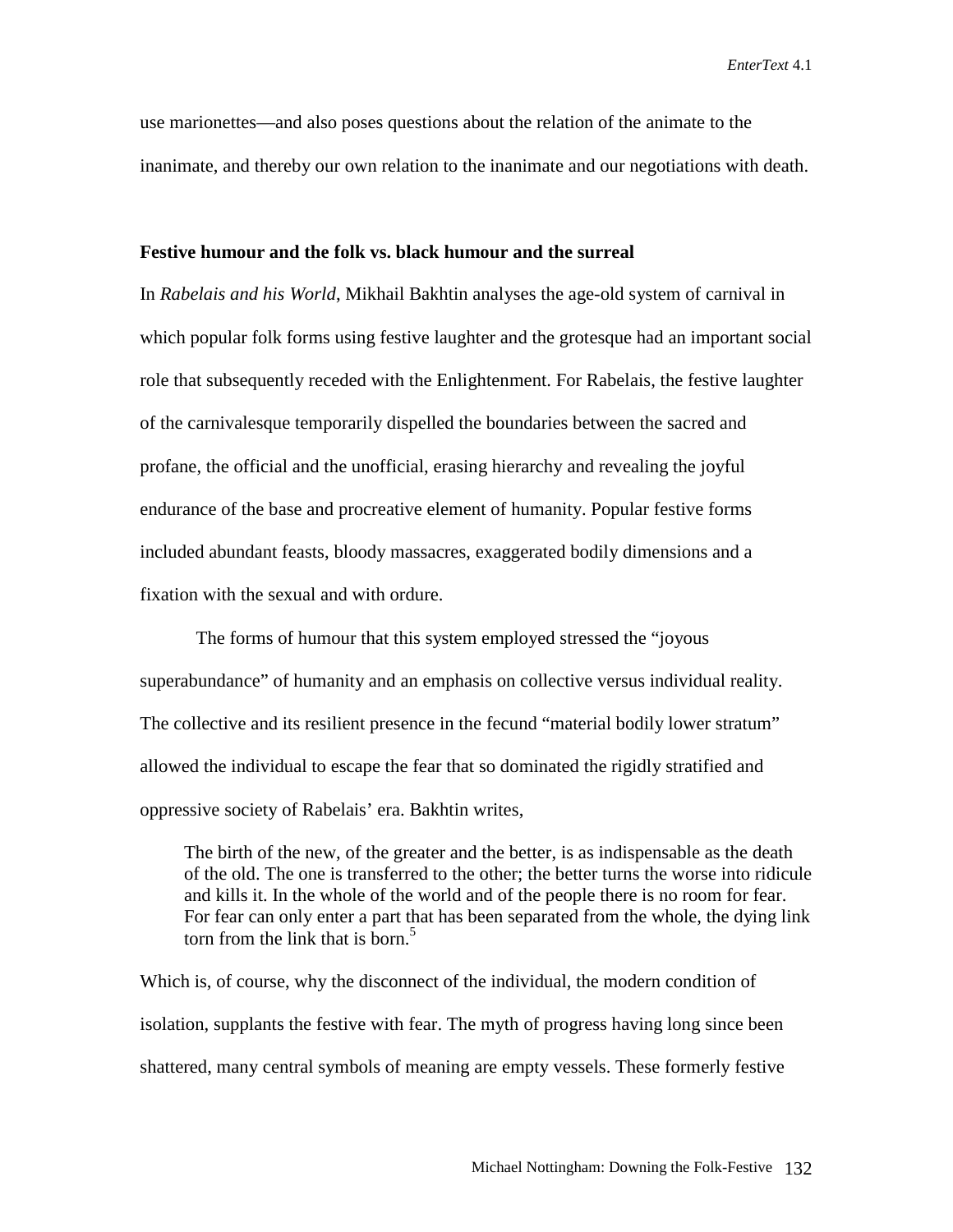use marionettes—and also poses questions about the relation of the animate to the inanimate, and thereby our own relation to the inanimate and our negotiations with death.

**Festive humour and the folk vs. black humour and the surreal**

In *Rabelais and his World*, Mikhail Bakhtin analyses the age-old system of carnival in which popular folk forms using festive laughter and the grotesque had an important social role that subsequently receded with the Enlightenment. For Rabelais, the festive laughter of the carnivalesque temporarily dispelled the boundaries between the sacred and profane, the official and the unofficial, erasing hierarchy and revealing the joyful endurance of the base and procreative element of humanity. Popular festive forms included abundant feasts, bloody massacres, exaggerated bodily dimensions and a fixation with the sexual and with ordure.

The forms of humour that this system employed stressed the "joyous superabundance" of humanity and an emphasis on collective versus individual reality. The collective and its resilient presence in the fecund "material bodily lower stratum" allowed the individual to escape the fear that so dominated the rigidly stratified and oppressive society of Rabelais' era. Bakhtin writes,

> The birth of the new, of the greater and the better, is as indispensable as the death of the old. The one is transferred to the other; the better turns the worse into ridicule and kills it. In the whole of the world and of the people there is no room for fear. For fear can only enter a part that has been separated from the whole, the dying link torn from the link that is born.[5]

Which is, of course, why the disconnect of the individual, the modern condition of isolation, supplants the festive with fear. The myth of progress having long since been shattered, many central symbols of meaning are empty vessels. These formerly festive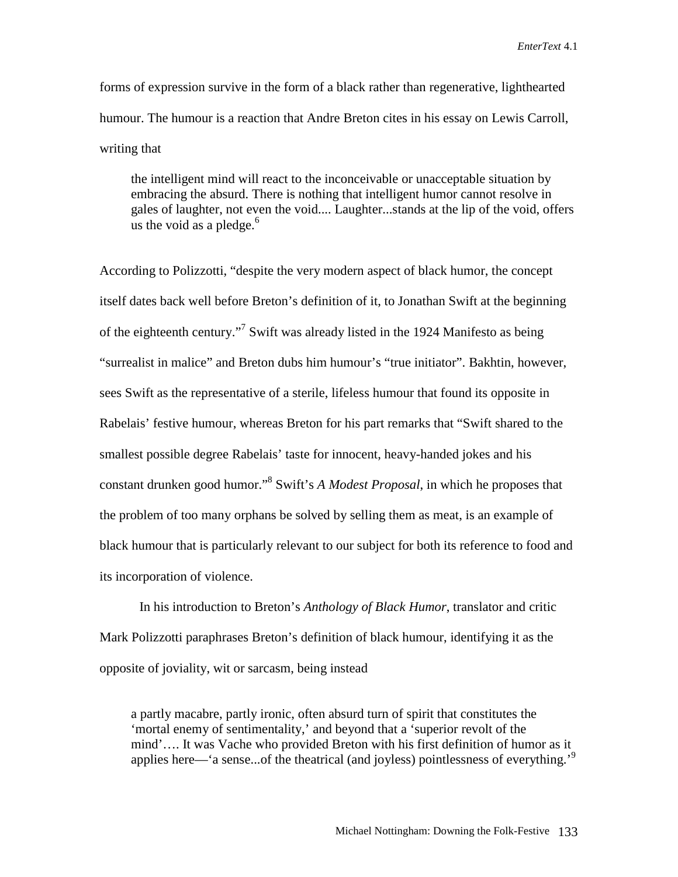forms of expression survive in the form of a black rather than regenerative, lighthearted humour. The humour is a reaction that Andre Breton cites in his essay on Lewis Carroll, writing that

> the intelligent mind will react to the inconceivable or unacceptable situation by embracing the absurd. There is nothing that intelligent humor cannot resolve in gales of laughter, not even the void.... Laughter...stands at the lip of the void, offers us the void as a pledge.[6]

According to Polizzotti, "despite the very modern aspect of black humor, the concept itself dates back well before Breton's definition of it, to Jonathan Swift at the beginning of the eighteenth century."[7] Swift was already listed in the 1924 Manifesto as being "surrealist in malice" and Breton dubs him humour's "true initiator". Bakhtin, however, sees Swift as the representative of a sterile, lifeless humour that found its opposite in Rabelais' festive humour, whereas Breton for his part remarks that "Swift shared to the smallest possible degree Rabelais' taste for innocent, heavy-handed jokes and his constant drunken good humor."[8] Swift's *A Modest Proposal*, in which he proposes that the problem of too many orphans be solved by selling them as meat, is an example of black humour that is particularly relevant to our subject for both its reference to food and its incorporation of violence.

In his introduction to Breton's *Anthology of Black Humor*, translator and critic Mark Polizzotti paraphrases Breton's definition of black humour, identifying it as the opposite of joviality, wit or sarcasm, being instead

> a partly macabre, partly ironic, often absurd turn of spirit that constitutes the 'mortal enemy of sentimentality,' and beyond that a 'superior revolt of the mind'…. It was Vache who provided Breton with his first definition of humor as it applies here—'a sense...of the theatrical (and joyless) pointlessness of everything.'[9]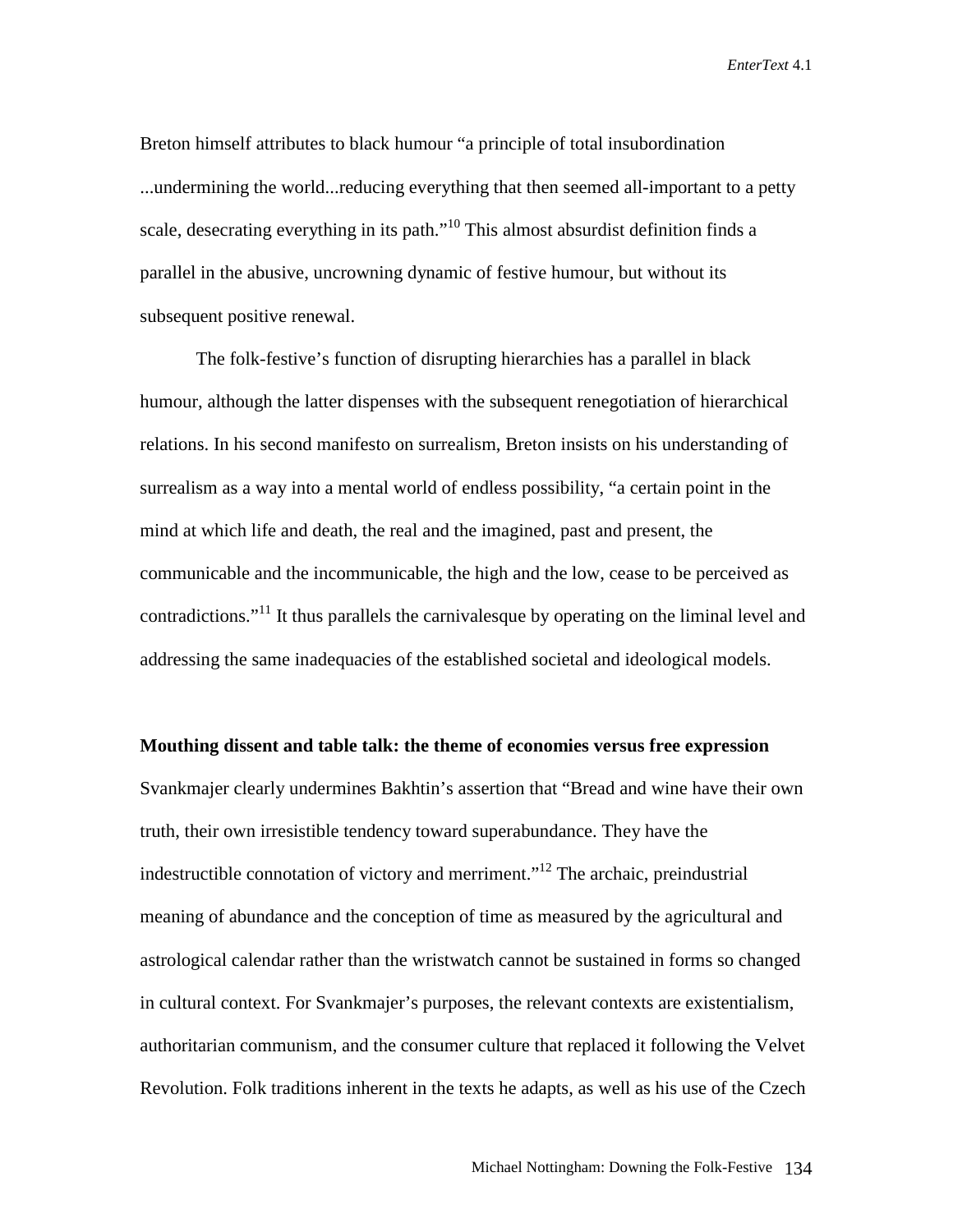Breton himself attributes to black humour "a principle of total insubordination ...undermining the world...reducing everything that then seemed all-important to a petty scale, desecrating everything in its path."[10] This almost absurdist definition finds a parallel in the abusive, uncrowning dynamic of festive humour, but without its subsequent positive renewal.

The folk-festive's function of disrupting hierarchies has a parallel in black humour, although the latter dispenses with the subsequent renegotiation of hierarchical relations. In his second manifesto on surrealism, Breton insists on his understanding of surrealism as a way into a mental world of endless possibility, "a certain point in the mind at which life and death, the real and the imagined, past and present, the communicable and the incommunicable, the high and the low, cease to be perceived as contradictions."[11] It thus parallels the carnivalesque by operating on the liminal level and addressing the same inadequacies of the established societal and ideological models.

**Mouthing dissent and table talk: the theme of economies versus free expression**

Svankmajer clearly undermines Bakhtin's assertion that "Bread and wine have their own truth, their own irresistible tendency toward superabundance. They have the indestructible connotation of victory and merriment."[12] The archaic, preindustrial meaning of abundance and the conception of time as measured by the agricultural and astrological calendar rather than the wristwatch cannot be sustained in forms so changed in cultural context. For Svankmajer's purposes, the relevant contexts are existentialism, authoritarian communism, and the consumer culture that replaced it following the Velvet Revolution. Folk traditions inherent in the texts he adapts, as well as his use of the Czech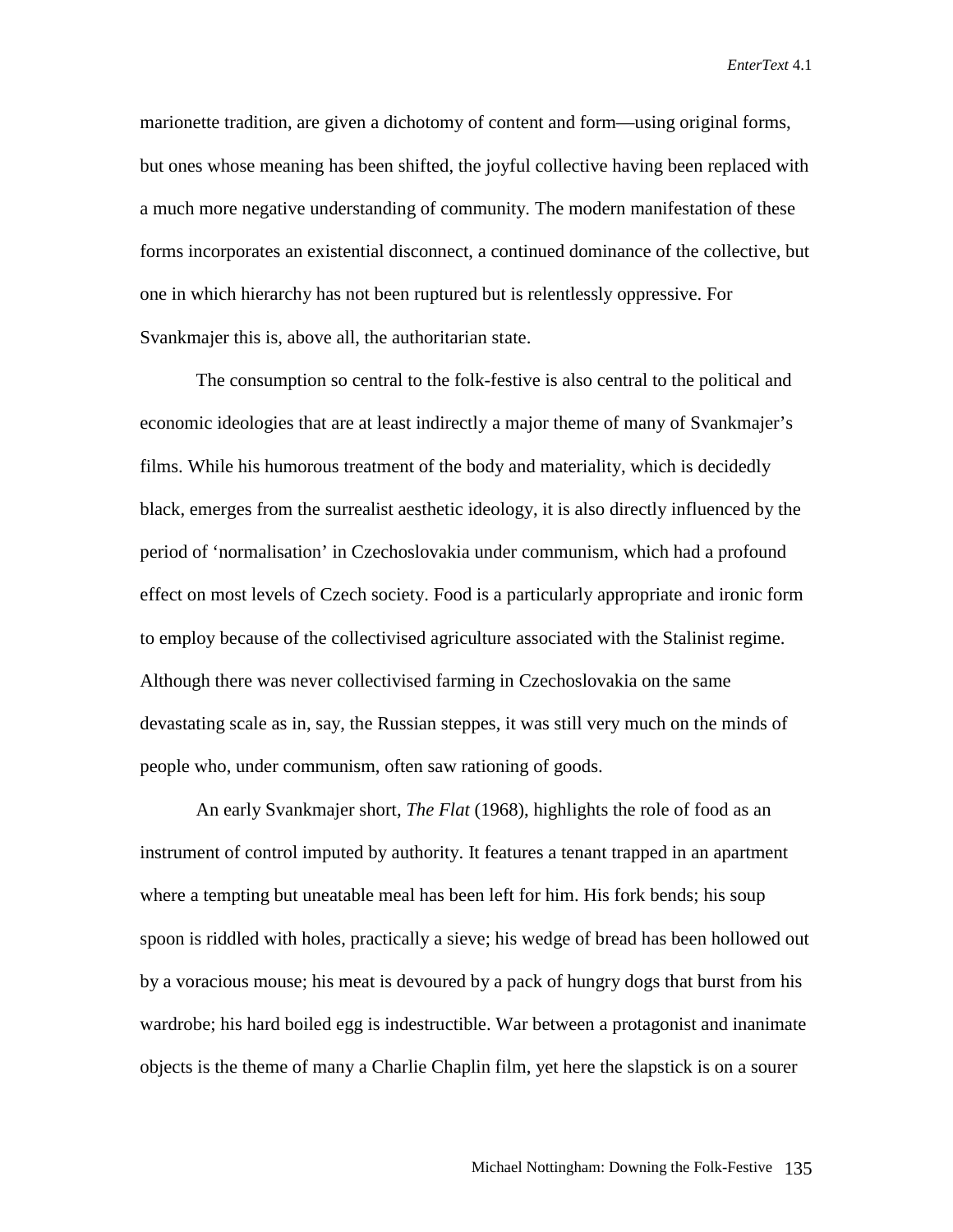marionette tradition, are given a dichotomy of content and form—using original forms, but ones whose meaning has been shifted, the joyful collective having been replaced with a much more negative understanding of community. The modern manifestation of these forms incorporates an existential disconnect, a continued dominance of the collective, but one in which hierarchy has not been ruptured but is relentlessly oppressive. For Svankmajer this is, above all, the authoritarian state.

The consumption so central to the folk-festive is also central to the political and economic ideologies that are at least indirectly a major theme of many of Svankmajer's films. While his humorous treatment of the body and materiality, which is decidedly black, emerges from the surrealist aesthetic ideology, it is also directly influenced by the period of 'normalisation' in Czechoslovakia under communism, which had a profound effect on most levels of Czech society. Food is a particularly appropriate and ironic form to employ because of the collectivised agriculture associated with the Stalinist regime. Although there was never collectivised farming in Czechoslovakia on the same devastating scale as in, say, the Russian steppes, it was still very much on the minds of people who, under communism, often saw rationing of goods.

An early Svankmajer short, *The Flat* (1968), highlights the role of food as an instrument of control imputed by authority. It features a tenant trapped in an apartment where a tempting but uneatable meal has been left for him. His fork bends; his soup spoon is riddled with holes, practically a sieve; his wedge of bread has been hollowed out by a voracious mouse; his meat is devoured by a pack of hungry dogs that burst from his wardrobe; his hard boiled egg is indestructible. War between a protagonist and inanimate objects is the theme of many a Charlie Chaplin film, yet here the slapstick is on a sourer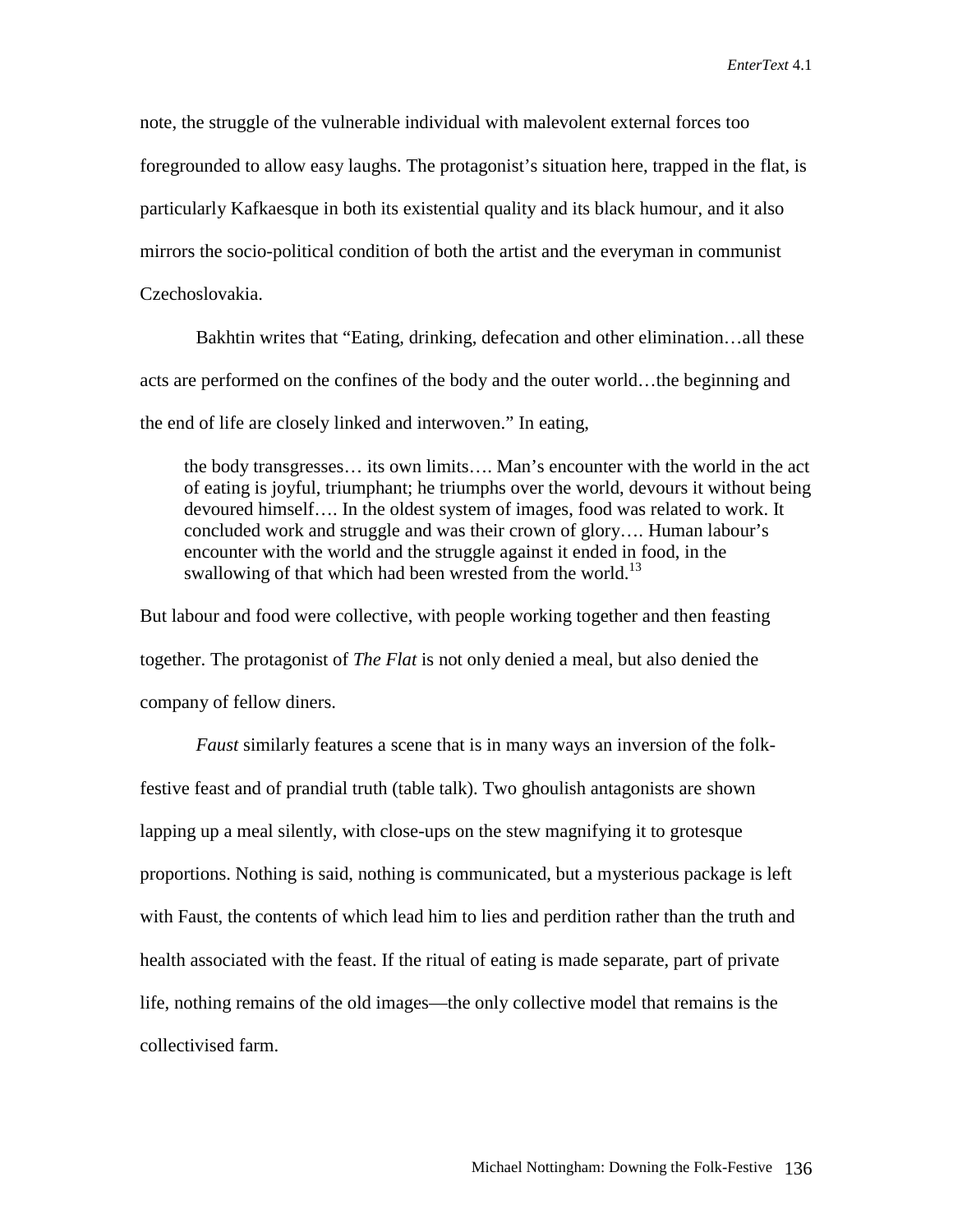note, the struggle of the vulnerable individual with malevolent external forces too foregrounded to allow easy laughs. The protagonist's situation here, trapped in the flat, is particularly Kafkaesque in both its existential quality and its black humour, and it also mirrors the socio-political condition of both the artist and the everyman in communist Czechoslovakia.

Bakhtin writes that "Eating, drinking, defecation and other elimination…all these acts are performed on the confines of the body and the outer world…the beginning and the end of life are closely linked and interwoven." In eating,

> the body transgresses… its own limits…. Man's encounter with the world in the act of eating is joyful, triumphant; he triumphs over the world, devours it without being devoured himself…. In the oldest system of images, food was related to work. It concluded work and struggle and was their crown of glory…. Human labour's encounter with the world and the struggle against it ended in food, in the swallowing of that which had been wrested from the world.[13]

But labour and food were collective, with people working together and then feasting together. The protagonist of *The Flat* is not only denied a meal, but also denied the company of fellow diners.

*Faust* similarly features a scene that is in many ways an inversion of the folk-festive feast and of prandial truth (table talk). Two ghoulish antagonists are shown lapping up a meal silently, with close-ups on the stew magnifying it to grotesque proportions. Nothing is said, nothing is communicated, but a mysterious package is left with Faust, the contents of which lead him to lies and perdition rather than the truth and health associated with the feast. If the ritual of eating is made separate, part of private life, nothing remains of the old images—the only collective model that remains is the collectivised farm.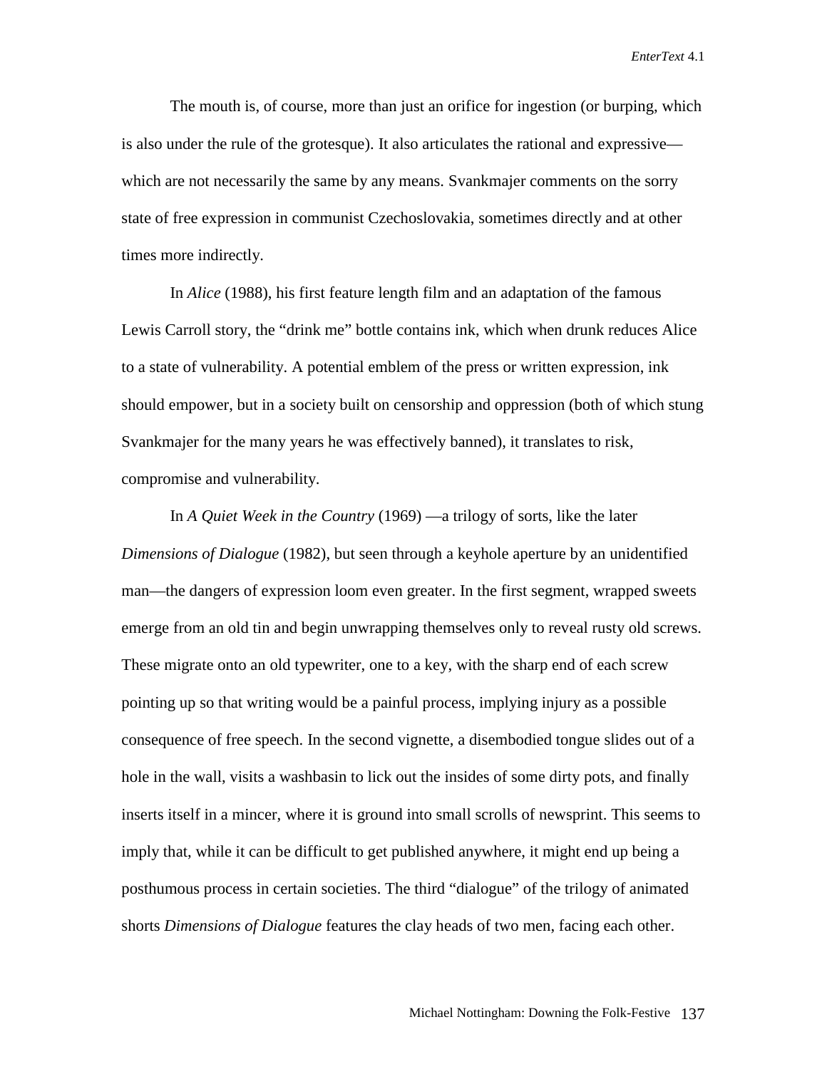The mouth is, of course, more than just an orifice for ingestion (or burping, which is also under the rule of the grotesque). It also articulates the rational and expressive—which are not necessarily the same by any means. Svankmajer comments on the sorry state of free expression in communist Czechoslovakia, sometimes directly and at other times more indirectly.

In *Alice* (1988), his first feature length film and an adaptation of the famous Lewis Carroll story, the "drink me" bottle contains ink, which when drunk reduces Alice to a state of vulnerability. A potential emblem of the press or written expression, ink should empower, but in a society built on censorship and oppression (both of which stung Svankmajer for the many years he was effectively banned), it translates to risk, compromise and vulnerability.

In *A Quiet Week in the Country* (1969) —a trilogy of sorts, like the later *Dimensions of Dialogue* (1982), but seen through a keyhole aperture by an unidentified man—the dangers of expression loom even greater. In the first segment, wrapped sweets emerge from an old tin and begin unwrapping themselves only to reveal rusty old screws. These migrate onto an old typewriter, one to a key, with the sharp end of each screw pointing up so that writing would be a painful process, implying injury as a possible consequence of free speech. In the second vignette, a disembodied tongue slides out of a hole in the wall, visits a washbasin to lick out the insides of some dirty pots, and finally inserts itself in a mincer, where it is ground into small scrolls of newsprint. This seems to imply that, while it can be difficult to get published anywhere, it might end up being a posthumous process in certain societies. The third "dialogue" of the trilogy of animated shorts *Dimensions of Dialogue* features the clay heads of two men, facing each other.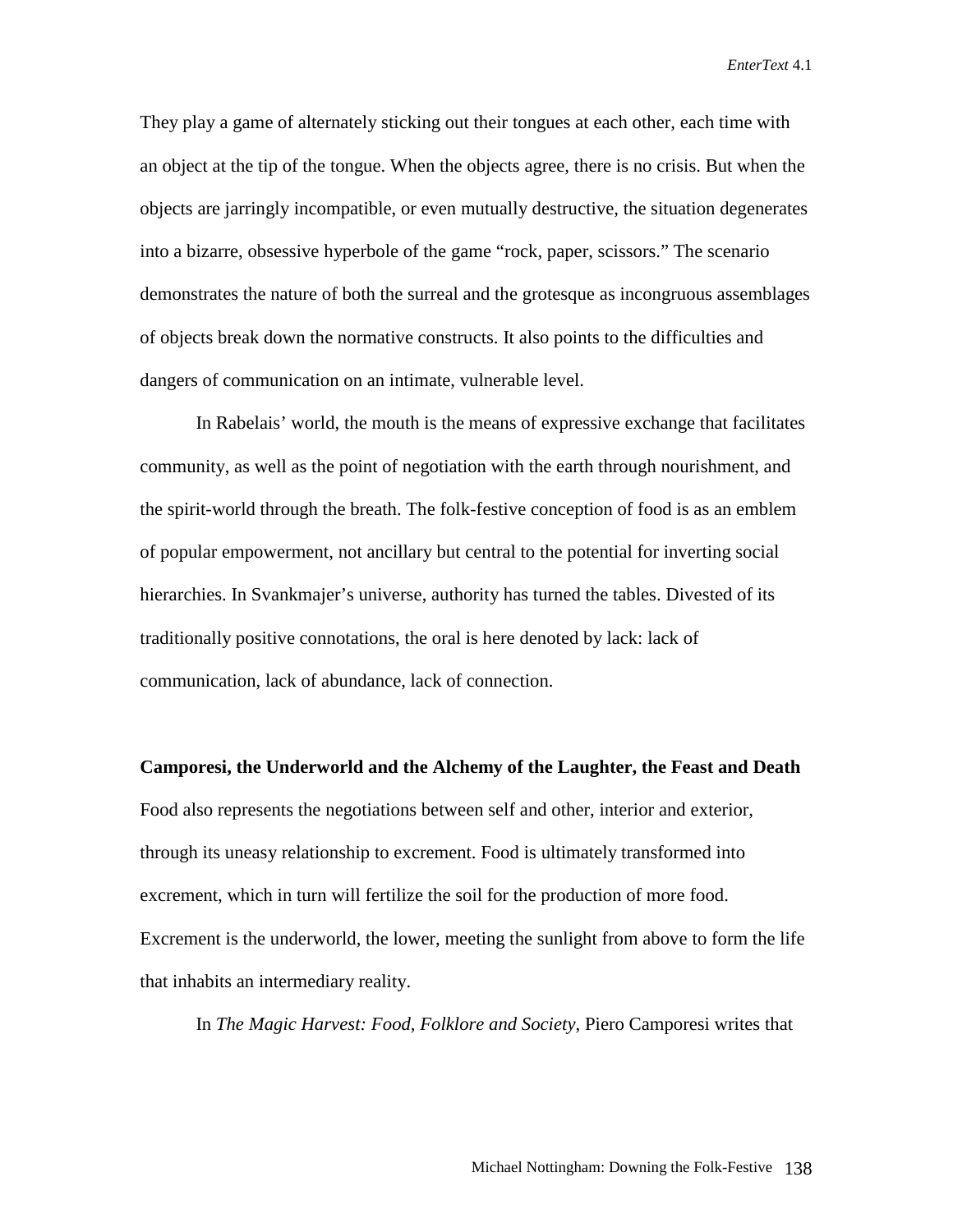They play a game of alternately sticking out their tongues at each other, each time with an object at the tip of the tongue. When the objects agree, there is no crisis. But when the objects are jarringly incompatible, or even mutually destructive, the situation degenerates into a bizarre, obsessive hyperbole of the game "rock, paper, scissors." The scenario demonstrates the nature of both the surreal and the grotesque as incongruous assemblages of objects break down the normative constructs. It also points to the difficulties and dangers of communication on an intimate, vulnerable level.

In Rabelais' world, the mouth is the means of expressive exchange that facilitates community, as well as the point of negotiation with the earth through nourishment, and the spirit-world through the breath. The folk-festive conception of food is as an emblem of popular empowerment, not ancillary but central to the potential for inverting social hierarchies. In Svankmajer's universe, authority has turned the tables. Divested of its traditionally positive connotations, the oral is here denoted by lack: lack of communication, lack of abundance, lack of connection.

## Camporesi, the Underworld and the Alchemy of the Laughter, the Feast and Death

Food also represents the negotiations between self and other, interior and exterior, through its uneasy relationship to excrement. Food is ultimately transformed into excrement, which in turn will fertilize the soil for the production of more food. Excrement is the underworld, the lower, meeting the sunlight from above to form the life that inhabits an intermediary reality.

In *The Magic Harvest: Food, Folklore and Society*, Piero Camporesi writes that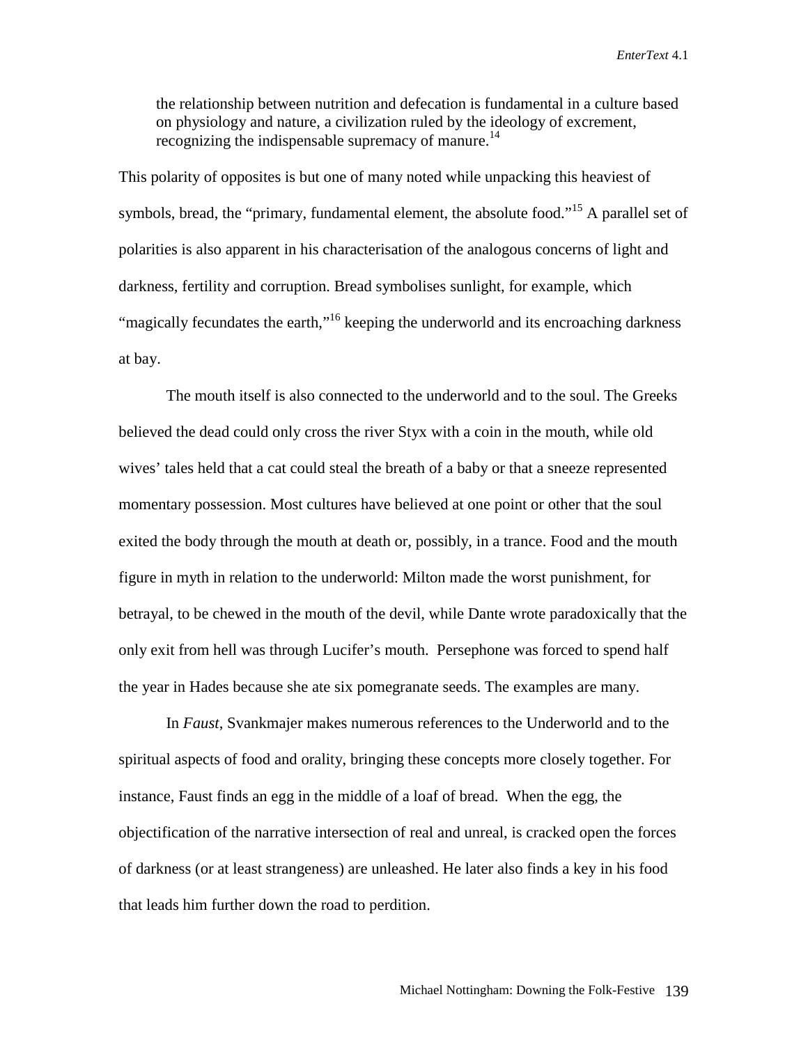> the relationship between nutrition and defecation is fundamental in a culture based on physiology and nature, a civilization ruled by the ideology of excrement, recognizing the indispensable supremacy of manure.[14]

This polarity of opposites is but one of many noted while unpacking this heaviest of symbols, bread, the "primary, fundamental element, the absolute food."[15] A parallel set of polarities is also apparent in his characterisation of the analogous concerns of light and darkness, fertility and corruption. Bread symbolises sunlight, for example, which "magically fecundates the earth,"[16] keeping the underworld and its encroaching darkness at bay.

The mouth itself is also connected to the underworld and to the soul. The Greeks believed the dead could only cross the river Styx with a coin in the mouth, while old wives' tales held that a cat could steal the breath of a baby or that a sneeze represented momentary possession. Most cultures have believed at one point or other that the soul exited the body through the mouth at death or, possibly, in a trance. Food and the mouth figure in myth in relation to the underworld: Milton made the worst punishment, for betrayal, to be chewed in the mouth of the devil, while Dante wrote paradoxically that the only exit from hell was through Lucifer's mouth. Persephone was forced to spend half the year in Hades because she ate six pomegranate seeds. The examples are many.

In *Faust*, Svankmajer makes numerous references to the Underworld and to the spiritual aspects of food and orality, bringing these concepts more closely together. For instance, Faust finds an egg in the middle of a loaf of bread. When the egg, the objectification of the narrative intersection of real and unreal, is cracked open the forces of darkness (or at least strangeness) are unleashed. He later also finds a key in his food that leads him further down the road to perdition.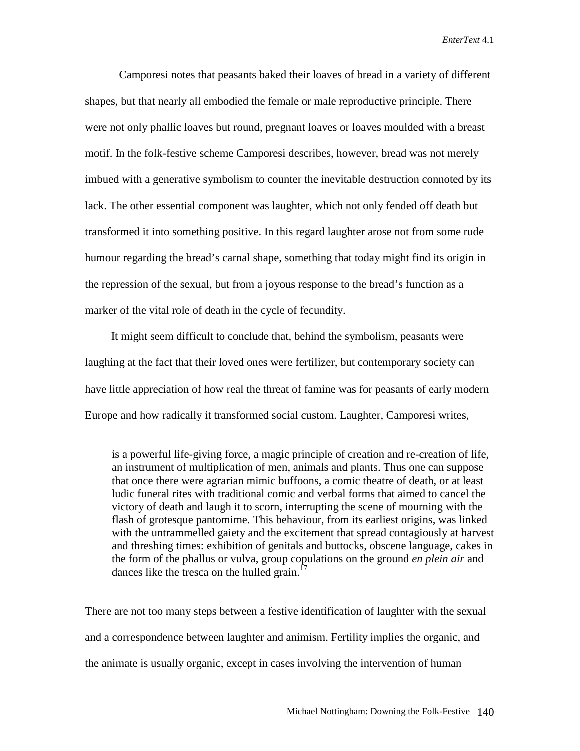Camporesi notes that peasants baked their loaves of bread in a variety of different shapes, but that nearly all embodied the female or male reproductive principle. There were not only phallic loaves but round, pregnant loaves or loaves moulded with a breast motif. In the folk-festive scheme Camporesi describes, however, bread was not merely imbued with a generative symbolism to counter the inevitable destruction connoted by its lack. The other essential component was laughter, which not only fended off death but transformed it into something positive. In this regard laughter arose not from some rude humour regarding the bread's carnal shape, something that today might find its origin in the repression of the sexual, but from a joyous response to the bread's function as a marker of the vital role of death in the cycle of fecundity.

It might seem difficult to conclude that, behind the symbolism, peasants were laughing at the fact that their loved ones were fertilizer, but contemporary society can have little appreciation of how real the threat of famine was for peasants of early modern Europe and how radically it transformed social custom. Laughter, Camporesi writes,

> is a powerful life-giving force, a magic principle of creation and re-creation of life, an instrument of multiplication of men, animals and plants. Thus one can suppose that once there were agrarian mimic buffoons, a comic theatre of death, or at least ludic funeral rites with traditional comic and verbal forms that aimed to cancel the victory of death and laugh it to scorn, interrupting the scene of mourning with the flash of grotesque pantomime. This behaviour, from its earliest origins, was linked with the untrammelled gaiety and the excitement that spread contagiously at harvest and threshing times: exhibition of genitals and buttocks, obscene language, cakes in the form of the phallus or vulva, group copulations on the ground *en plein air* and dances like the tresca on the hulled grain.[17]

There are not too many steps between a festive identification of laughter with the sexual and a correspondence between laughter and animism. Fertility implies the organic, and the animate is usually organic, except in cases involving the intervention of human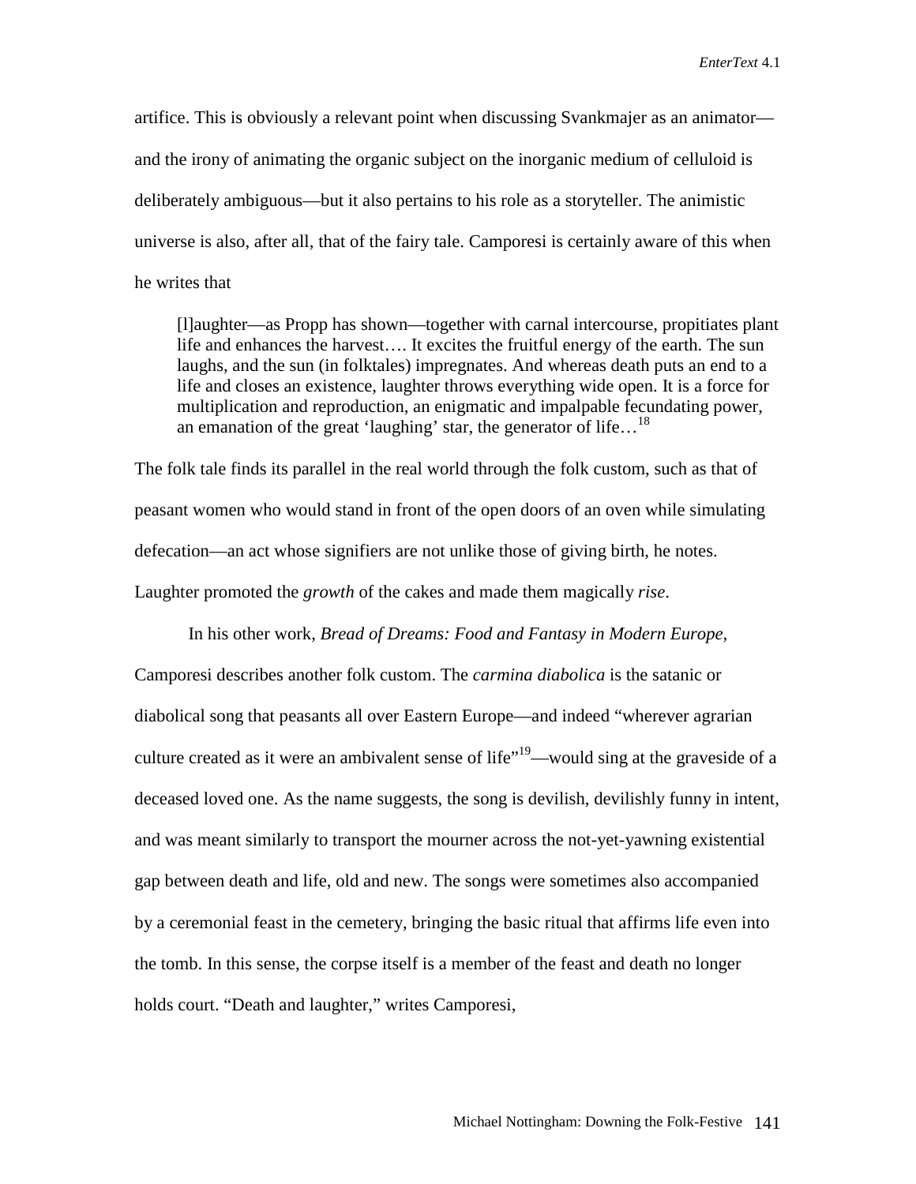artifice. This is obviously a relevant point when discussing Svankmajer as an animator—and the irony of animating the organic subject on the inorganic medium of celluloid is deliberately ambiguous—but it also pertains to his role as a storyteller. The animistic universe is also, after all, that of the fairy tale. Camporesi is certainly aware of this when he writes that

> [l]aughter—as Propp has shown—together with carnal intercourse, propitiates plant life and enhances the harvest…. It excites the fruitful energy of the earth. The sun laughs, and the sun (in folktales) impregnates. And whereas death puts an end to a life and closes an existence, laughter throws everything wide open. It is a force for multiplication and reproduction, an enigmatic and impalpable fecundating power, an emanation of the great 'laughing' star, the generator of life…[18]

The folk tale finds its parallel in the real world through the folk custom, such as that of peasant women who would stand in front of the open doors of an oven while simulating defecation—an act whose signifiers are not unlike those of giving birth, he notes. Laughter promoted the *growth* of the cakes and made them magically *rise*.

In his other work, *Bread of Dreams: Food and Fantasy in Modern Europe*, Camporesi describes another folk custom. The *carmina diabolica* is the satanic or diabolical song that peasants all over Eastern Europe—and indeed "wherever agrarian culture created as it were an ambivalent sense of life"[19]—would sing at the graveside of a deceased loved one. As the name suggests, the song is devilish, devilishly funny in intent, and was meant similarly to transport the mourner across the not-yet-yawning existential gap between death and life, old and new. The songs were sometimes also accompanied by a ceremonial feast in the cemetery, bringing the basic ritual that affirms life even into the tomb. In this sense, the corpse itself is a member of the feast and death no longer holds court. "Death and laughter," writes Camporesi,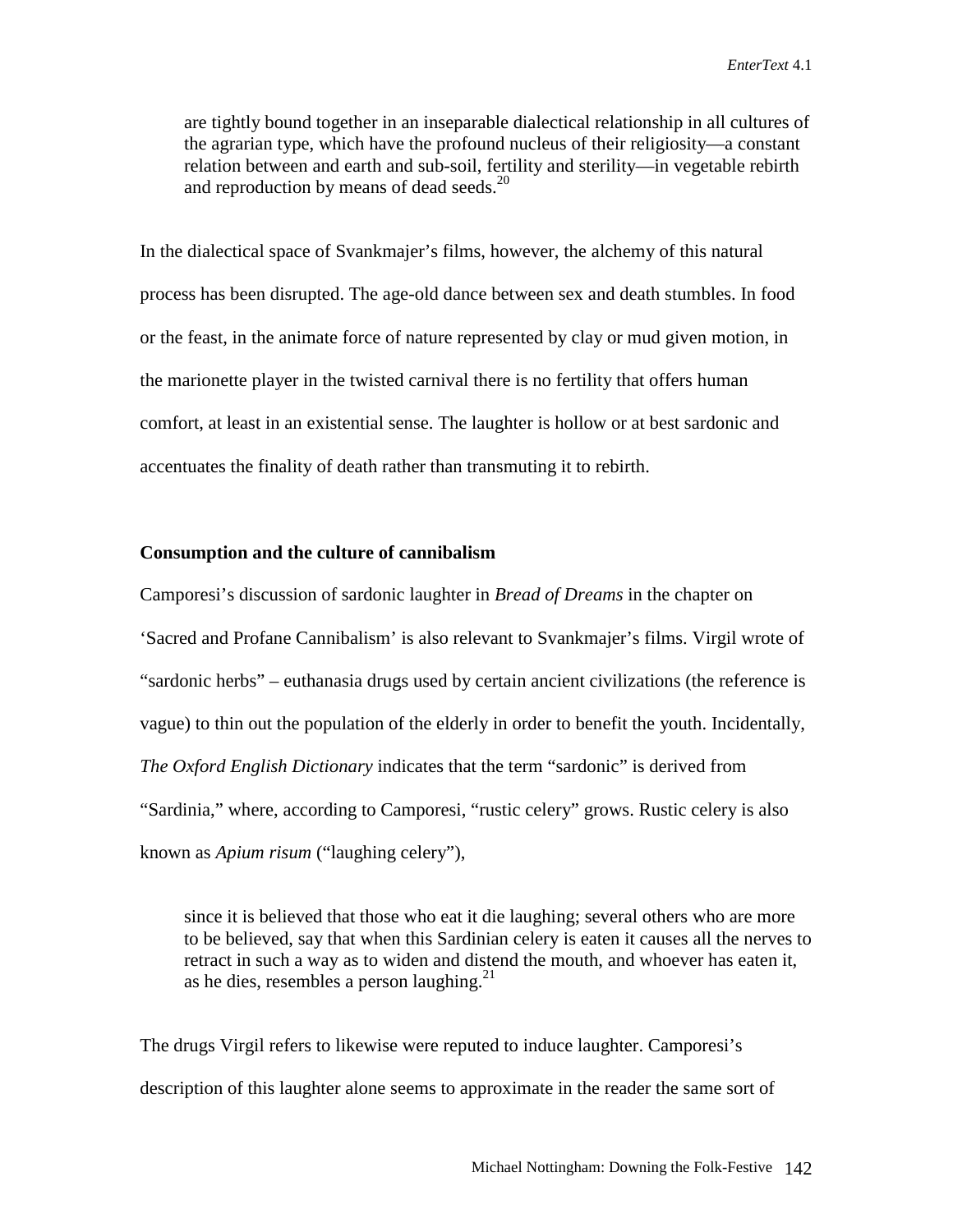are tightly bound together in an inseparable dialectical relationship in all cultures of the agrarian type, which have the profound nucleus of their religiosity—a constant relation between and earth and sub-soil, fertility and sterility—in vegetable rebirth and reproduction by means of dead seeds.[20]

In the dialectical space of Svankmajer's films, however, the alchemy of this natural process has been disrupted. The age-old dance between sex and death stumbles. In food or the feast, in the animate force of nature represented by clay or mud given motion, in the marionette player in the twisted carnival there is no fertility that offers human comfort, at least in an existential sense. The laughter is hollow or at best sardonic and accentuates the finality of death rather than transmuting it to rebirth.

### Consumption and the culture of cannibalism

Camporesi's discussion of sardonic laughter in *Bread of Dreams* in the chapter on 'Sacred and Profane Cannibalism' is also relevant to Svankmajer's films. Virgil wrote of "sardonic herbs" – euthanasia drugs used by certain ancient civilizations (the reference is vague) to thin out the population of the elderly in order to benefit the youth. Incidentally, *The Oxford English Dictionary* indicates that the term "sardonic" is derived from "Sardinia," where, according to Camporesi, "rustic celery" grows. Rustic celery is also known as *Apium risum* ("laughing celery"),

> since it is believed that those who eat it die laughing; several others who are more to be believed, say that when this Sardinian celery is eaten it causes all the nerves to retract in such a way as to widen and distend the mouth, and whoever has eaten it, as he dies, resembles a person laughing.[21]

The drugs Virgil refers to likewise were reputed to induce laughter. Camporesi's description of this laughter alone seems to approximate in the reader the same sort of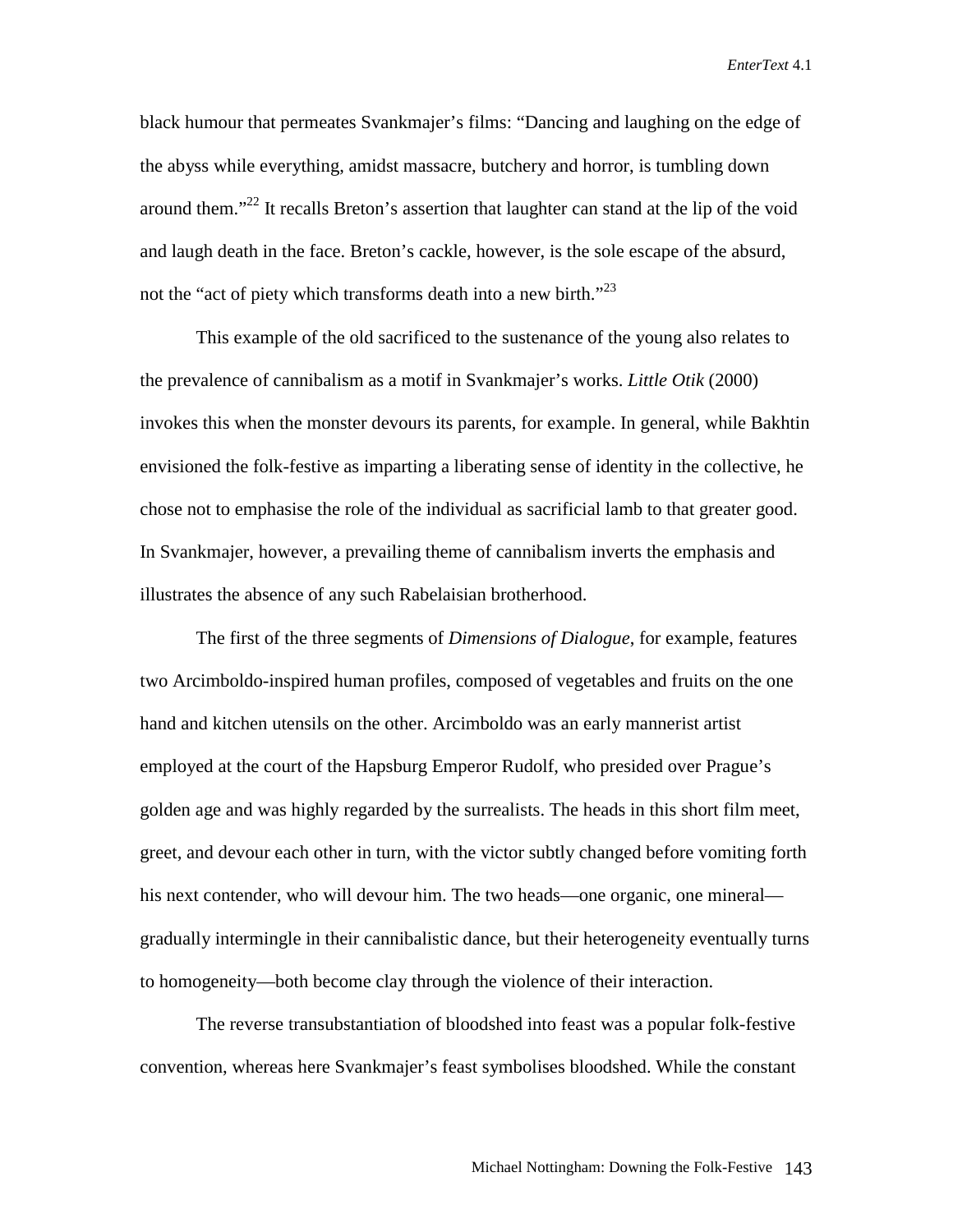black humour that permeates Svankmajer's films: "Dancing and laughing on the edge of the abyss while everything, amidst massacre, butchery and horror, is tumbling down around them."[22] It recalls Breton's assertion that laughter can stand at the lip of the void and laugh death in the face. Breton's cackle, however, is the sole escape of the absurd, not the "act of piety which transforms death into a new birth."[23]

This example of the old sacrificed to the sustenance of the young also relates to the prevalence of cannibalism as a motif in Svankmajer's works. *Little Otik* (2000) invokes this when the monster devours its parents, for example. In general, while Bakhtin envisioned the folk-festive as imparting a liberating sense of identity in the collective, he chose not to emphasise the role of the individual as sacrificial lamb to that greater good. In Svankmajer, however, a prevailing theme of cannibalism inverts the emphasis and illustrates the absence of any such Rabelaisian brotherhood.

The first of the three segments of *Dimensions of Dialogue*, for example, features two Arcimboldo-inspired human profiles, composed of vegetables and fruits on the one hand and kitchen utensils on the other. Arcimboldo was an early mannerist artist employed at the court of the Hapsburg Emperor Rudolf, who presided over Prague's golden age and was highly regarded by the surrealists. The heads in this short film meet, greet, and devour each other in turn, with the victor subtly changed before vomiting forth his next contender, who will devour him. The two heads—one organic, one mineral—gradually intermingle in their cannibalistic dance, but their heterogeneity eventually turns to homogeneity—both become clay through the violence of their interaction.

The reverse transubstantiation of bloodshed into feast was a popular folk-festive convention, whereas here Svankmajer's feast symbolises bloodshed. While the constant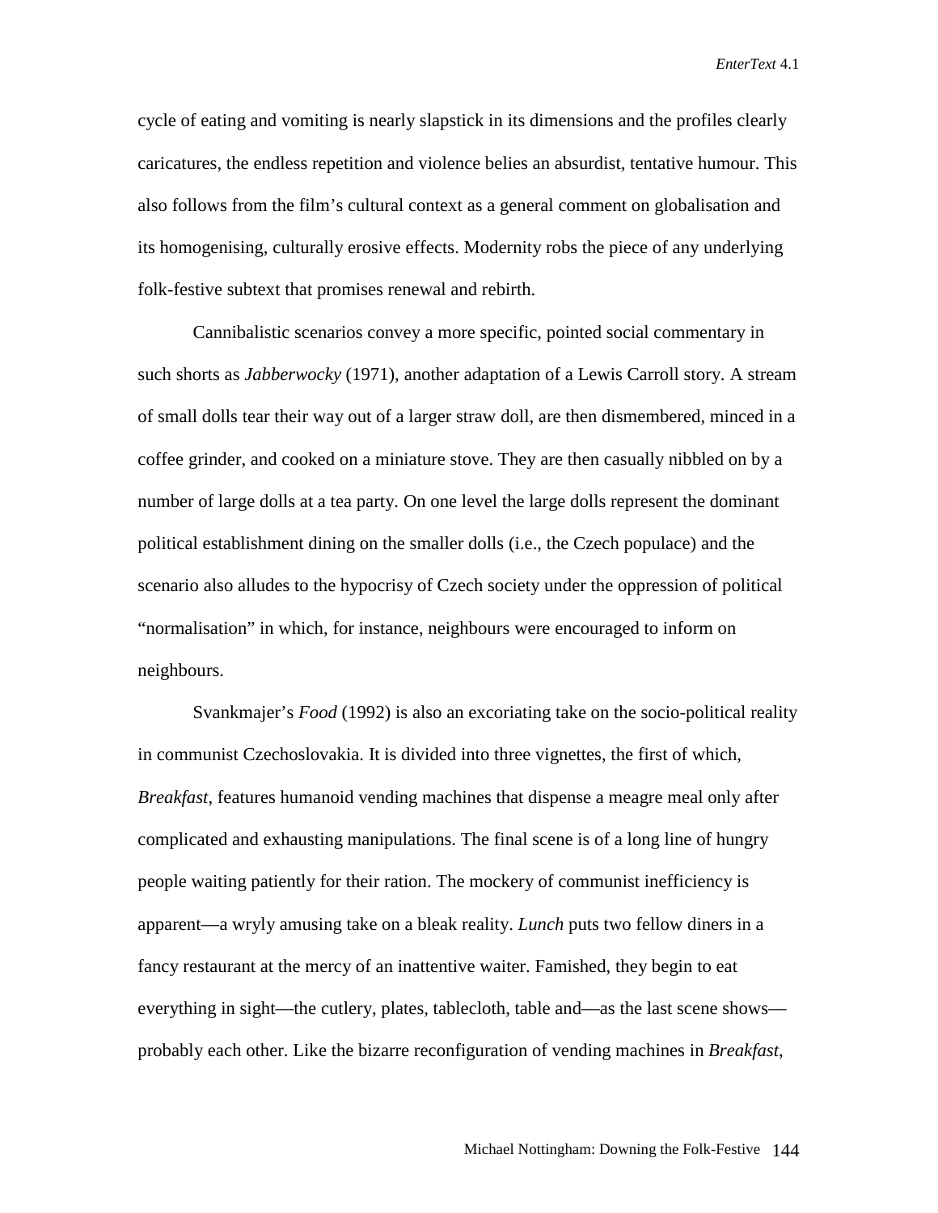cycle of eating and vomiting is nearly slapstick in its dimensions and the profiles clearly caricatures, the endless repetition and violence belies an absurdist, tentative humour. This also follows from the film's cultural context as a general comment on globalisation and its homogenising, culturally erosive effects. Modernity robs the piece of any underlying folk-festive subtext that promises renewal and rebirth.

Cannibalistic scenarios convey a more specific, pointed social commentary in such shorts as *Jabberwocky* (1971), another adaptation of a Lewis Carroll story. A stream of small dolls tear their way out of a larger straw doll, are then dismembered, minced in a coffee grinder, and cooked on a miniature stove. They are then casually nibbled on by a number of large dolls at a tea party. On one level the large dolls represent the dominant political establishment dining on the smaller dolls (i.e., the Czech populace) and the scenario also alludes to the hypocrisy of Czech society under the oppression of political "normalisation" in which, for instance, neighbours were encouraged to inform on neighbours.

Svankmajer's *Food* (1992) is also an excoriating take on the socio-political reality in communist Czechoslovakia. It is divided into three vignettes, the first of which, *Breakfast*, features humanoid vending machines that dispense a meagre meal only after complicated and exhausting manipulations. The final scene is of a long line of hungry people waiting patiently for their ration. The mockery of communist inefficiency is apparent—a wryly amusing take on a bleak reality. *Lunch* puts two fellow diners in a fancy restaurant at the mercy of an inattentive waiter. Famished, they begin to eat everything in sight—the cutlery, plates, tablecloth, table and—as the last scene shows—probably each other. Like the bizarre reconfiguration of vending machines in *Breakfast*,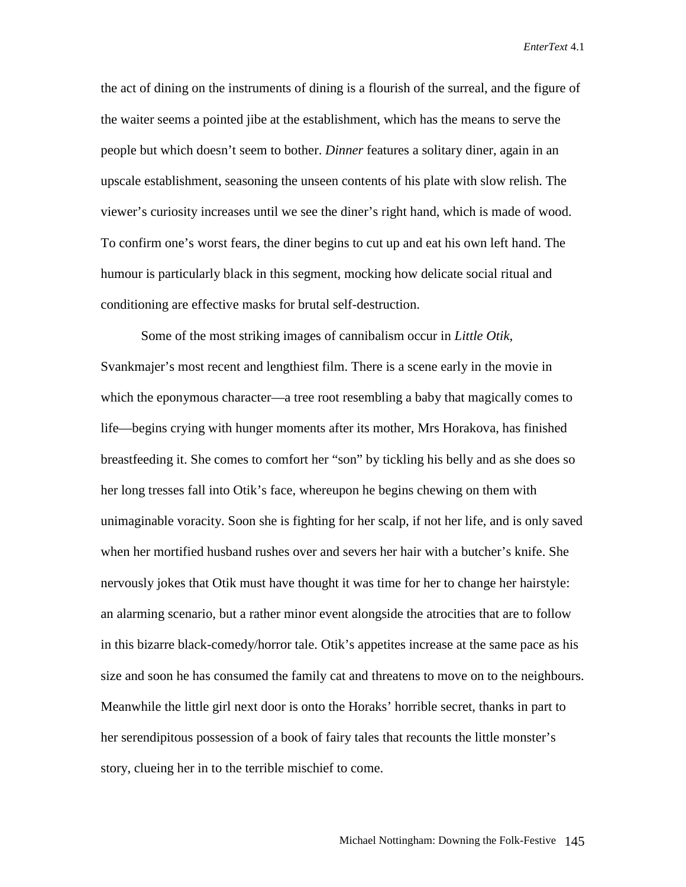the act of dining on the instruments of dining is a flourish of the surreal, and the figure of the waiter seems a pointed jibe at the establishment, which has the means to serve the people but which doesn't seem to bother. *Dinner* features a solitary diner, again in an upscale establishment, seasoning the unseen contents of his plate with slow relish. The viewer's curiosity increases until we see the diner's right hand, which is made of wood. To confirm one's worst fears, the diner begins to cut up and eat his own left hand. The humour is particularly black in this segment, mocking how delicate social ritual and conditioning are effective masks for brutal self-destruction.

Some of the most striking images of cannibalism occur in *Little Otik*, Svankmajer's most recent and lengthiest film. There is a scene early in the movie in which the eponymous character—a tree root resembling a baby that magically comes to life—begins crying with hunger moments after its mother, Mrs Horakova, has finished breastfeeding it. She comes to comfort her "son" by tickling his belly and as she does so her long tresses fall into Otik's face, whereupon he begins chewing on them with unimaginable voracity. Soon she is fighting for her scalp, if not her life, and is only saved when her mortified husband rushes over and severs her hair with a butcher's knife. She nervously jokes that Otik must have thought it was time for her to change her hairstyle: an alarming scenario, but a rather minor event alongside the atrocities that are to follow in this bizarre black-comedy/horror tale. Otik's appetites increase at the same pace as his size and soon he has consumed the family cat and threatens to move on to the neighbours. Meanwhile the little girl next door is onto the Horaks' horrible secret, thanks in part to her serendipitous possession of a book of fairy tales that recounts the little monster's story, clueing her in to the terrible mischief to come.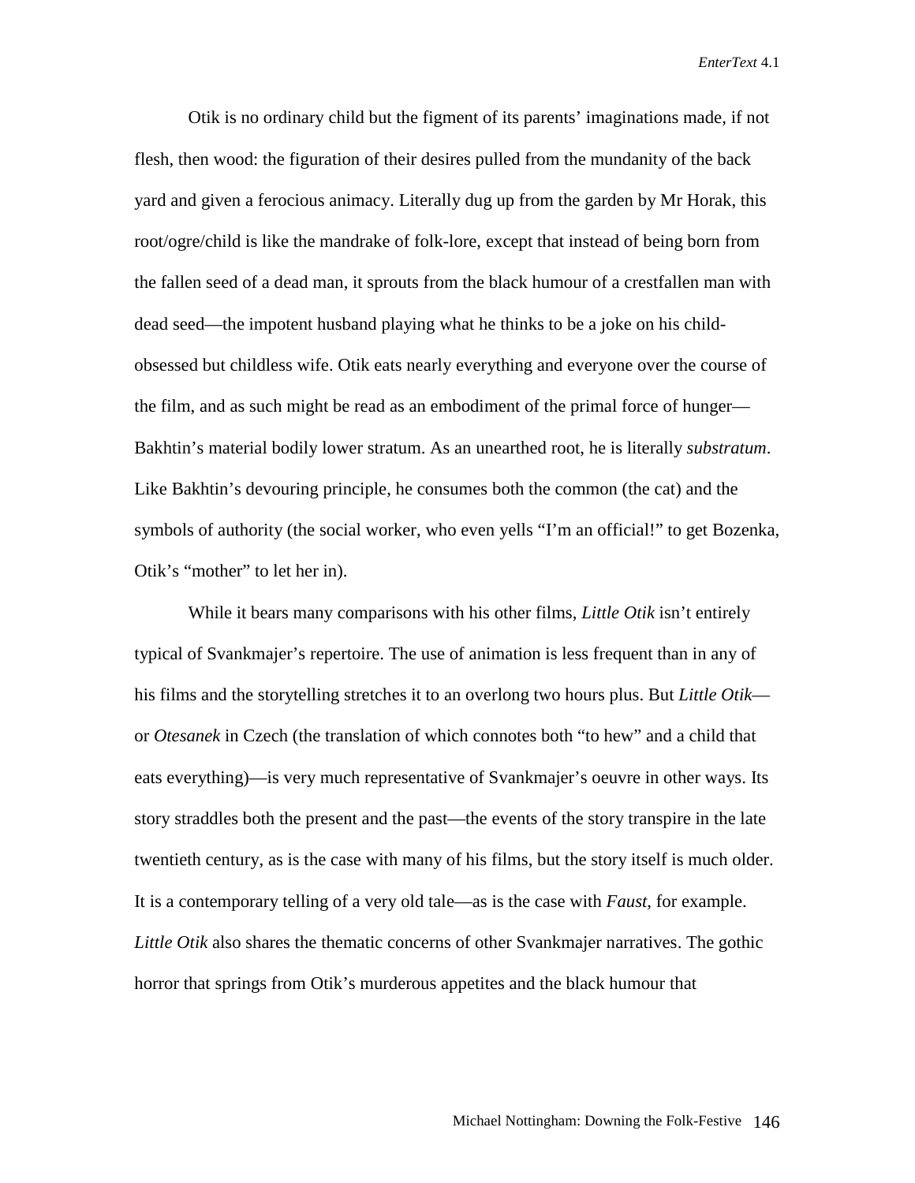Otik is no ordinary child but the figment of its parents' imaginations made, if not flesh, then wood: the figuration of their desires pulled from the mundanity of the back yard and given a ferocious animacy. Literally dug up from the garden by Mr Horak, this root/ogre/child is like the mandrake of folk-lore, except that instead of being born from the fallen seed of a dead man, it sprouts from the black humour of a crestfallen man with dead seed—the impotent husband playing what he thinks to be a joke on his child-obsessed but childless wife. Otik eats nearly everything and everyone over the course of the film, and as such might be read as an embodiment of the primal force of hunger—Bakhtin's material bodily lower stratum. As an unearthed root, he is literally *substratum*. Like Bakhtin's devouring principle, he consumes both the common (the cat) and the symbols of authority (the social worker, who even yells "I'm an official!" to get Bozenka, Otik's "mother" to let her in).

While it bears many comparisons with his other films, *Little Otik* isn't entirely typical of Svankmajer's repertoire. The use of animation is less frequent than in any of his films and the storytelling stretches it to an overlong two hours plus. But *Little Otik*—or *Otesanek* in Czech (the translation of which connotes both "to hew" and a child that eats everything)—is very much representative of Svankmajer's oeuvre in other ways. Its story straddles both the present and the past—the events of the story transpire in the late twentieth century, as is the case with many of his films, but the story itself is much older. It is a contemporary telling of a very old tale—as is the case with *Faust*, for example. *Little Otik* also shares the thematic concerns of other Svankmajer narratives. The gothic horror that springs from Otik's murderous appetites and the black humour that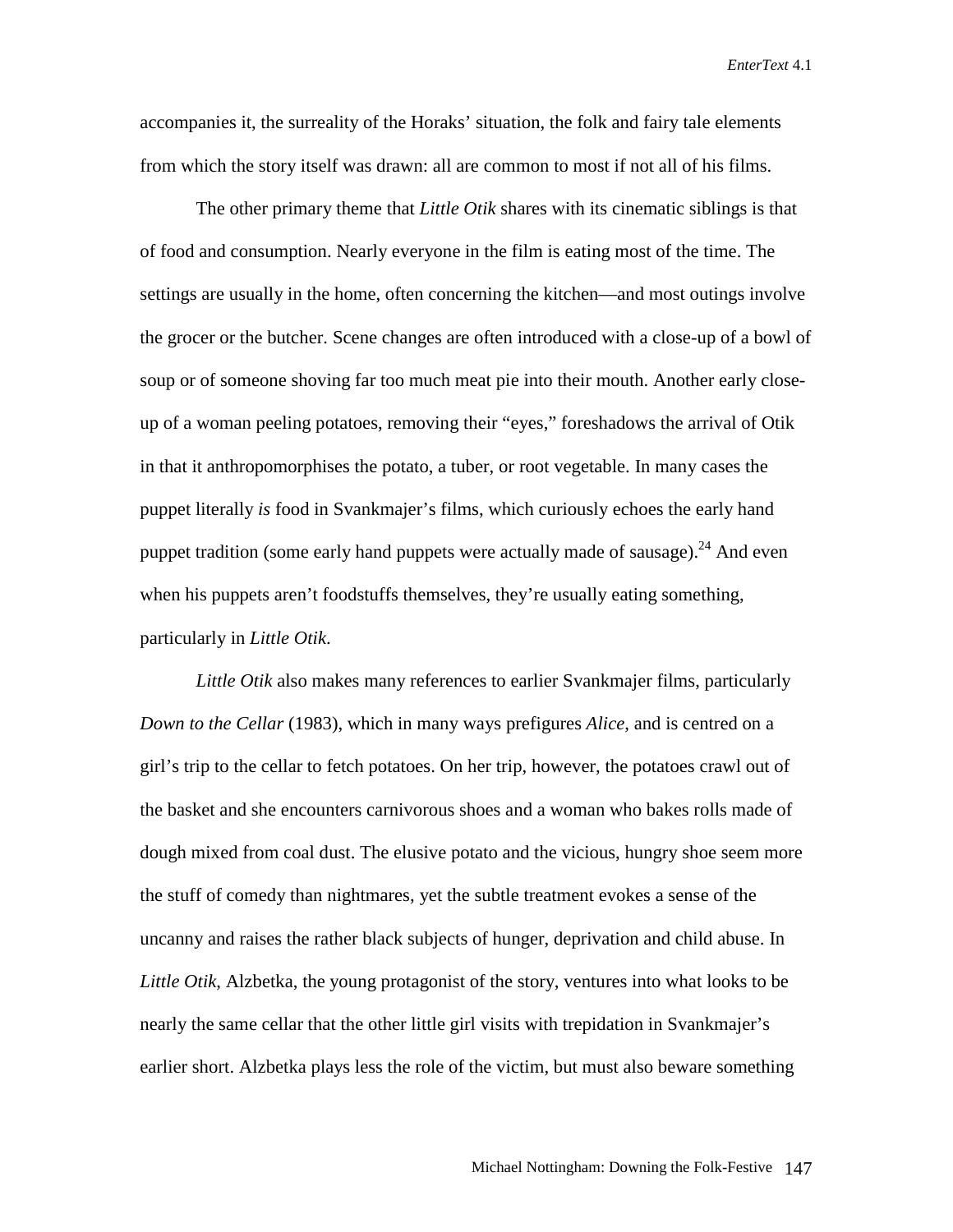accompanies it, the surreality of the Horaks' situation, the folk and fairy tale elements from which the story itself was drawn: all are common to most if not all of his films.

The other primary theme that *Little Otik* shares with its cinematic siblings is that of food and consumption. Nearly everyone in the film is eating most of the time. The settings are usually in the home, often concerning the kitchen—and most outings involve the grocer or the butcher. Scene changes are often introduced with a close-up of a bowl of soup or of someone shoving far too much meat pie into their mouth. Another early close-up of a woman peeling potatoes, removing their "eyes," foreshadows the arrival of Otik in that it anthropomorphises the potato, a tuber, or root vegetable. In many cases the puppet literally *is* food in Svankmajer's films, which curiously echoes the early hand puppet tradition (some early hand puppets were actually made of sausage).[24] And even when his puppets aren't foodstuffs themselves, they're usually eating something, particularly in *Little Otik*.

*Little Otik* also makes many references to earlier Svankmajer films, particularly *Down to the Cellar* (1983), which in many ways prefigures *Alice,* and is centred on a girl's trip to the cellar to fetch potatoes. On her trip, however, the potatoes crawl out of the basket and she encounters carnivorous shoes and a woman who bakes rolls made of dough mixed from coal dust. The elusive potato and the vicious, hungry shoe seem more the stuff of comedy than nightmares, yet the subtle treatment evokes a sense of the uncanny and raises the rather black subjects of hunger, deprivation and child abuse. In *Little Otik*, Alzbetka, the young protagonist of the story, ventures into what looks to be nearly the same cellar that the other little girl visits with trepidation in Svankmajer's earlier short. Alzbetka plays less the role of the victim, but must also beware something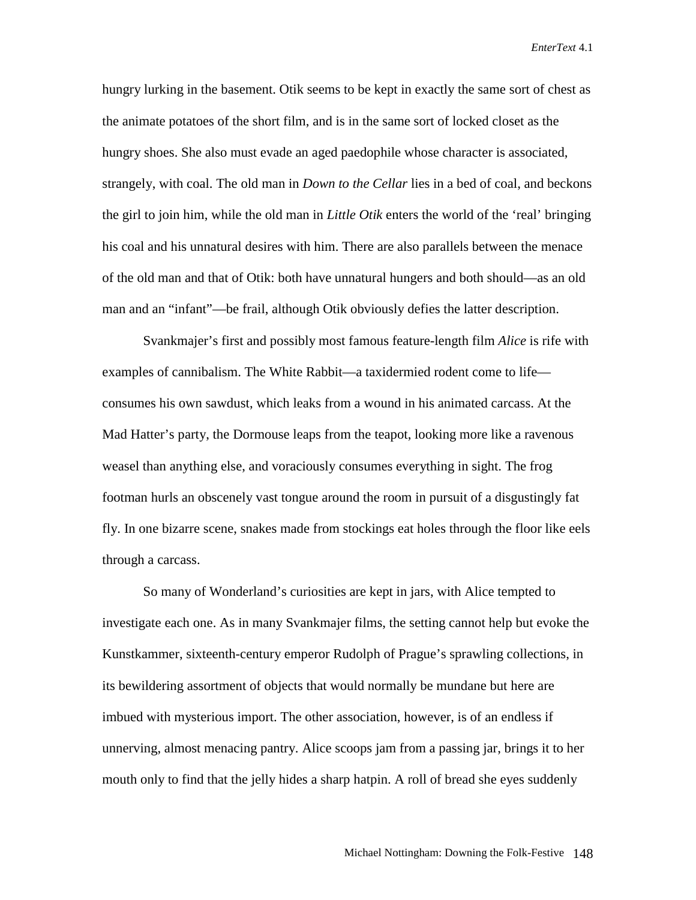hungry lurking in the basement. Otik seems to be kept in exactly the same sort of chest as the animate potatoes of the short film, and is in the same sort of locked closet as the hungry shoes. She also must evade an aged paedophile whose character is associated, strangely, with coal. The old man in *Down to the Cellar* lies in a bed of coal, and beckons the girl to join him, while the old man in *Little Otik* enters the world of the 'real' bringing his coal and his unnatural desires with him. There are also parallels between the menace of the old man and that of Otik: both have unnatural hungers and both should—as an old man and an "infant"—be frail, although Otik obviously defies the latter description.

Svankmajer's first and possibly most famous feature-length film *Alice* is rife with examples of cannibalism. The White Rabbit—a taxidermied rodent come to life—consumes his own sawdust, which leaks from a wound in his animated carcass. At the Mad Hatter's party, the Dormouse leaps from the teapot, looking more like a ravenous weasel than anything else, and voraciously consumes everything in sight. The frog footman hurls an obscenely vast tongue around the room in pursuit of a disgustingly fat fly. In one bizarre scene, snakes made from stockings eat holes through the floor like eels through a carcass.

So many of Wonderland's curiosities are kept in jars, with Alice tempted to investigate each one. As in many Svankmajer films, the setting cannot help but evoke the Kunstkammer, sixteenth-century emperor Rudolph of Prague's sprawling collections, in its bewildering assortment of objects that would normally be mundane but here are imbued with mysterious import. The other association, however, is of an endless if unnerving, almost menacing pantry. Alice scoops jam from a passing jar, brings it to her mouth only to find that the jelly hides a sharp hatpin. A roll of bread she eyes suddenly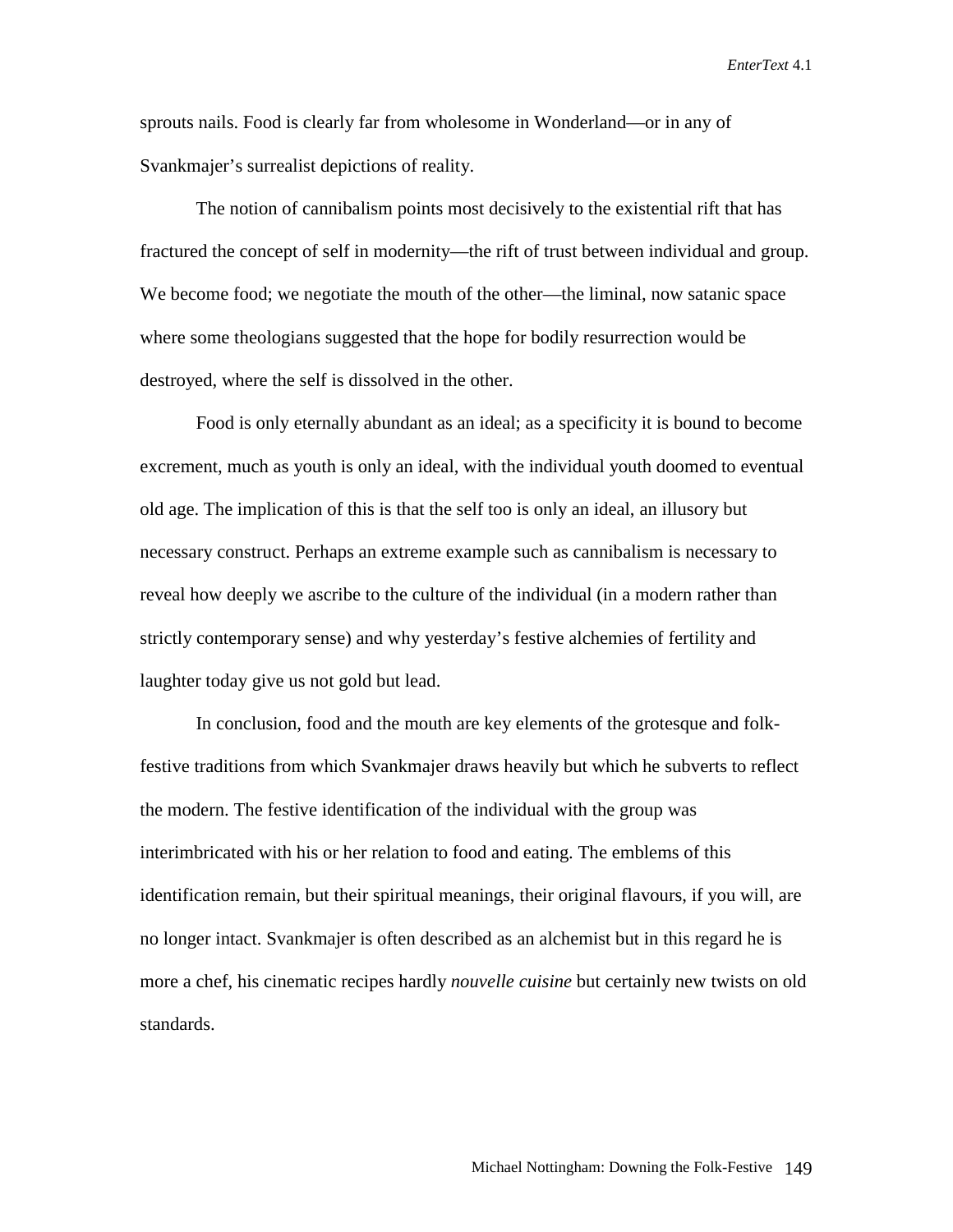sprouts nails. Food is clearly far from wholesome in Wonderland—or in any of Svankmajer's surrealist depictions of reality.

The notion of cannibalism points most decisively to the existential rift that has fractured the concept of self in modernity—the rift of trust between individual and group. We become food; we negotiate the mouth of the other—the liminal, now satanic space where some theologians suggested that the hope for bodily resurrection would be destroyed, where the self is dissolved in the other.

Food is only eternally abundant as an ideal; as a specificity it is bound to become excrement, much as youth is only an ideal, with the individual youth doomed to eventual old age. The implication of this is that the self too is only an ideal, an illusory but necessary construct. Perhaps an extreme example such as cannibalism is necessary to reveal how deeply we ascribe to the culture of the individual (in a modern rather than strictly contemporary sense) and why yesterday's festive alchemies of fertility and laughter today give us not gold but lead.

In conclusion, food and the mouth are key elements of the grotesque and folk-festive traditions from which Svankmajer draws heavily but which he subverts to reflect the modern. The festive identification of the individual with the group was interimbricated with his or her relation to food and eating. The emblems of this identification remain, but their spiritual meanings, their original flavours, if you will, are no longer intact. Svankmajer is often described as an alchemist but in this regard he is more a chef, his cinematic recipes hardly *nouvelle cuisine* but certainly new twists on old standards.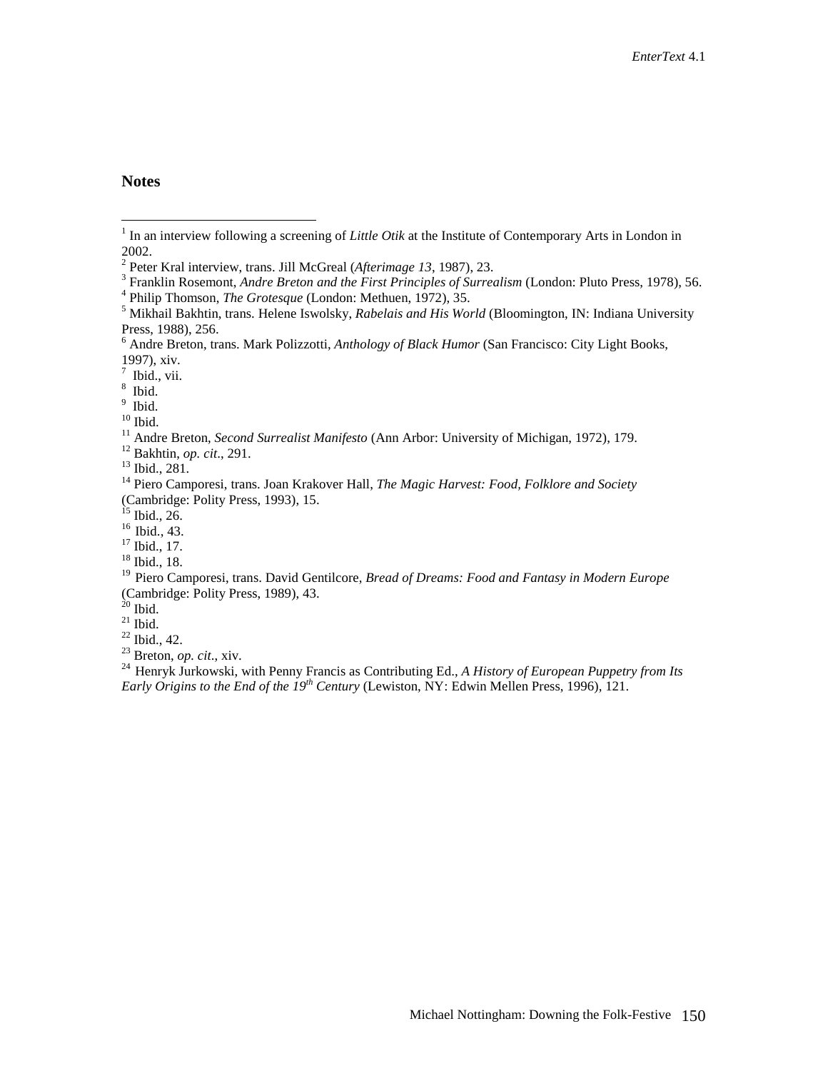## Notes

[1] In an interview following a screening of *Little Otik* at the Institute of Contemporary Arts in London in 2002.
[2] Peter Kral interview, trans. Jill McGreal (*Afterimage 13*, 1987), 23.
[3] Franklin Rosemont, *Andre Breton and the First Principles of Surrealism* (London: Pluto Press, 1978), 56.
[4] Philip Thomson, *The Grotesque* (London: Methuen, 1972), 35.
[5] Mikhail Bakhtin, trans. Helene Iswolsky, *Rabelais and His World* (Bloomington, IN: Indiana University Press, 1988), 256.
[6] Andre Breton, trans. Mark Polizzotti, *Anthology of Black Humor* (San Francisco: City Light Books, 1997), xiv.
[7] Ibid., vii.
[8] Ibid.
[9] Ibid.
[10] Ibid.
[11] Andre Breton, *Second Surrealist Manifesto* (Ann Arbor: University of Michigan, 1972), 179.
[12] Bakhtin, *op. cit*., 291.
[13] Ibid., 281.
[14] Piero Camporesi, trans. Joan Krakover Hall, *The Magic Harvest: Food, Folklore and Society* (Cambridge: Polity Press, 1993), 15.
[15] Ibid., 26.
[16] Ibid., 43.
[17] Ibid., 17.
[18] Ibid., 18.
[19] Piero Camporesi, trans. David Gentilcore, *Bread of Dreams: Food and Fantasy in Modern Europe* (Cambridge: Polity Press, 1989), 43.
[20] Ibid.
[21] Ibid.
[22] Ibid., 42.
[23] Breton, *op. cit*., xiv.
[24] Henryk Jurkowski, with Penny Francis as Contributing Ed., *A History of European Puppetry from Its Early Origins to the End of the 19th Century* (Lewiston, NY: Edwin Mellen Press, 1996), 121.